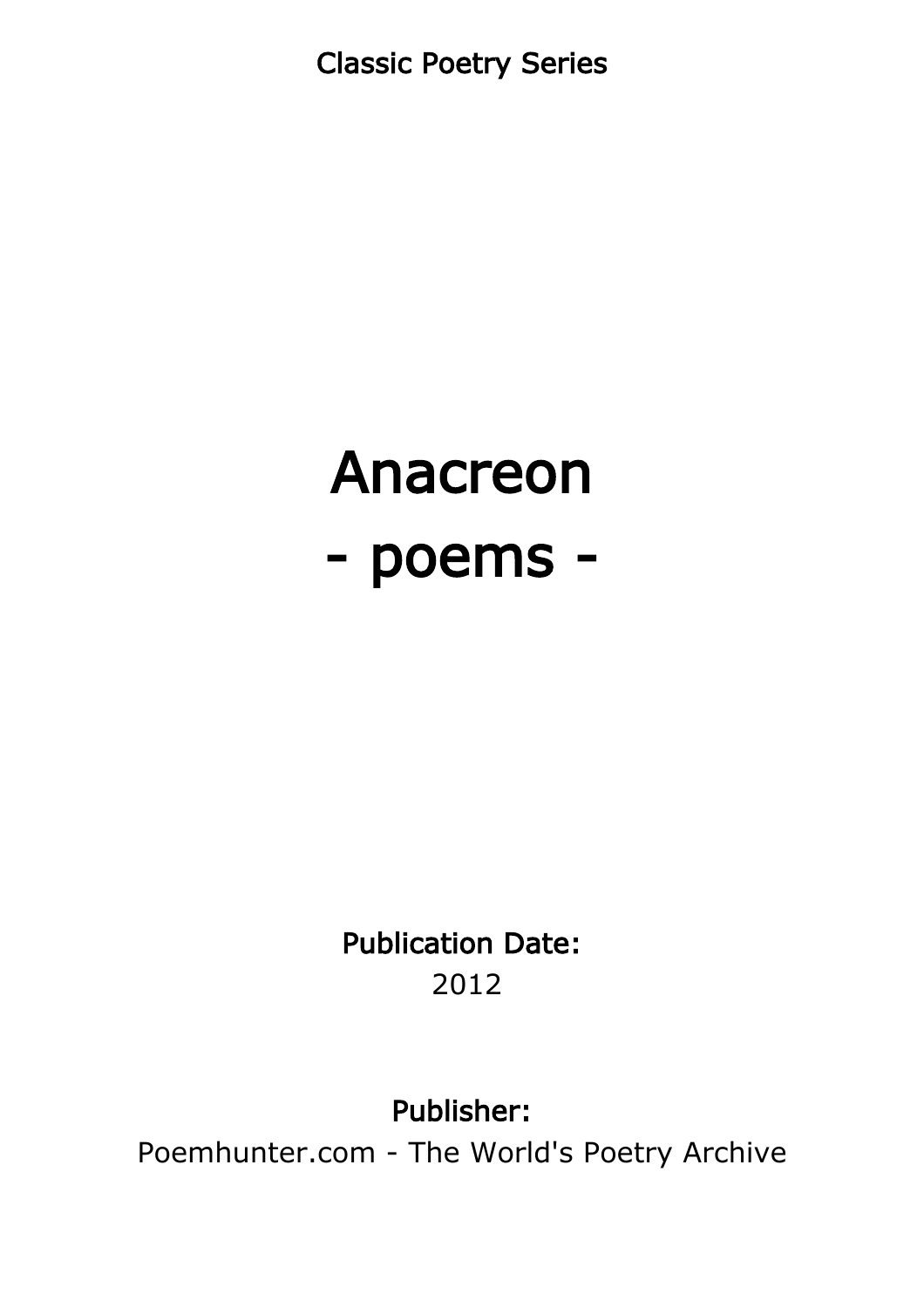Classic Poetry Series

# Anacreon
# - poems -

**Publication Date:**
2012

**Publisher:**
Poemhunter.com - The World's Poetry Archive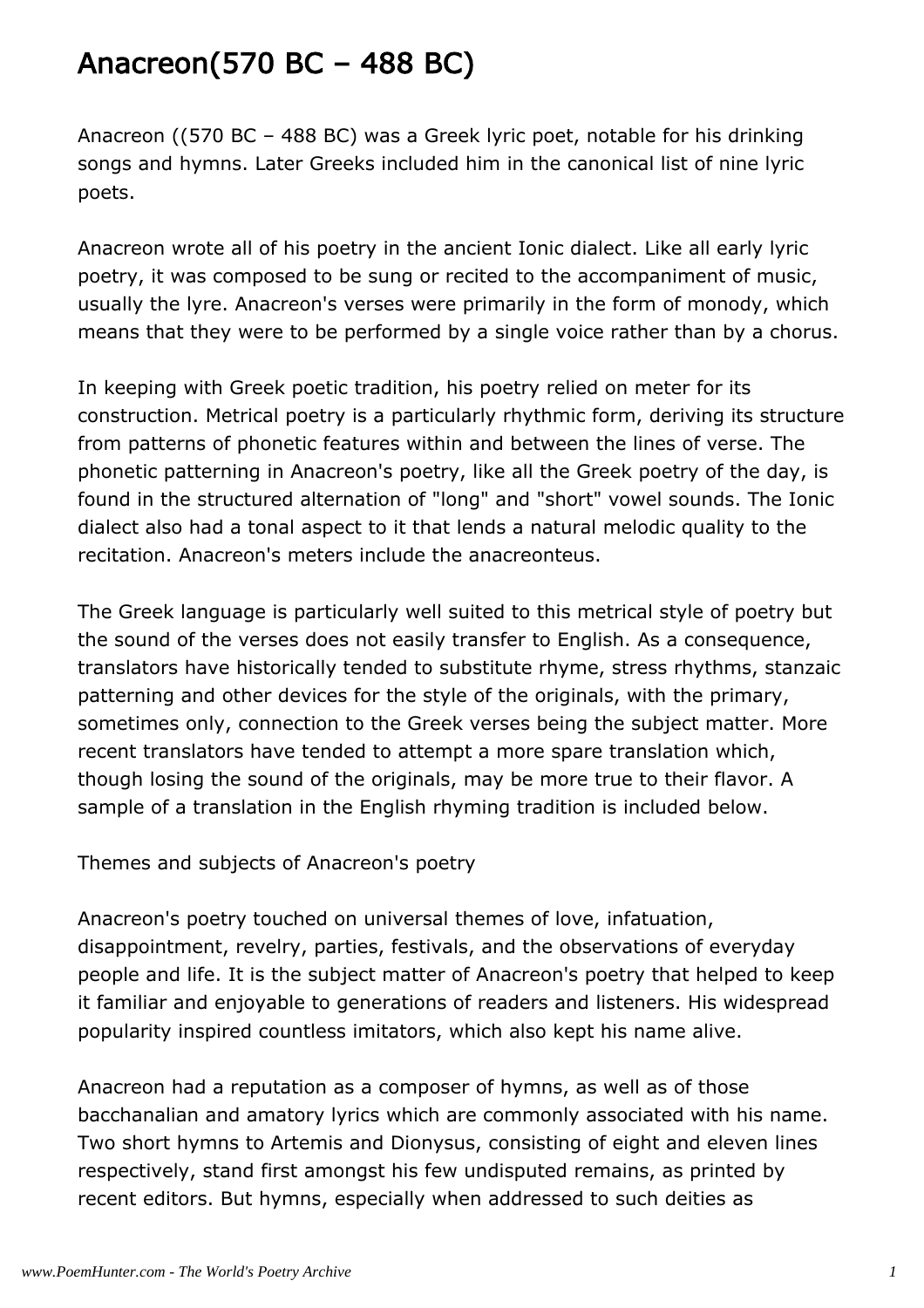# Anacreon(570 BC – 488 BC)

Anacreon ((570 BC – 488 BC) was a Greek lyric poet, notable for his drinking songs and hymns. Later Greeks included him in the canonical list of nine lyric poets.

Anacreon wrote all of his poetry in the ancient Ionic dialect. Like all early lyric poetry, it was composed to be sung or recited to the accompaniment of music, usually the lyre. Anacreon's verses were primarily in the form of monody, which means that they were to be performed by a single voice rather than by a chorus.

In keeping with Greek poetic tradition, his poetry relied on meter for its construction. Metrical poetry is a particularly rhythmic form, deriving its structure from patterns of phonetic features within and between the lines of verse. The phonetic patterning in Anacreon's poetry, like all the Greek poetry of the day, is found in the structured alternation of "long" and "short" vowel sounds. The Ionic dialect also had a tonal aspect to it that lends a natural melodic quality to the recitation. Anacreon's meters include the anacreonteus.

The Greek language is particularly well suited to this metrical style of poetry but the sound of the verses does not easily transfer to English. As a consequence, translators have historically tended to substitute rhyme, stress rhythms, stanzaic patterning and other devices for the style of the originals, with the primary, sometimes only, connection to the Greek verses being the subject matter. More recent translators have tended to attempt a more spare translation which, though losing the sound of the originals, may be more true to their flavor. A sample of a translation in the English rhyming tradition is included below.

Themes and subjects of Anacreon's poetry

Anacreon's poetry touched on universal themes of love, infatuation, disappointment, revelry, parties, festivals, and the observations of everyday people and life. It is the subject matter of Anacreon's poetry that helped to keep it familiar and enjoyable to generations of readers and listeners. His widespread popularity inspired countless imitators, which also kept his name alive.

Anacreon had a reputation as a composer of hymns, as well as of those bacchanalian and amatory lyrics which are commonly associated with his name. Two short hymns to Artemis and Dionysus, consisting of eight and eleven lines respectively, stand first amongst his few undisputed remains, as printed by recent editors. But hymns, especially when addressed to such deities as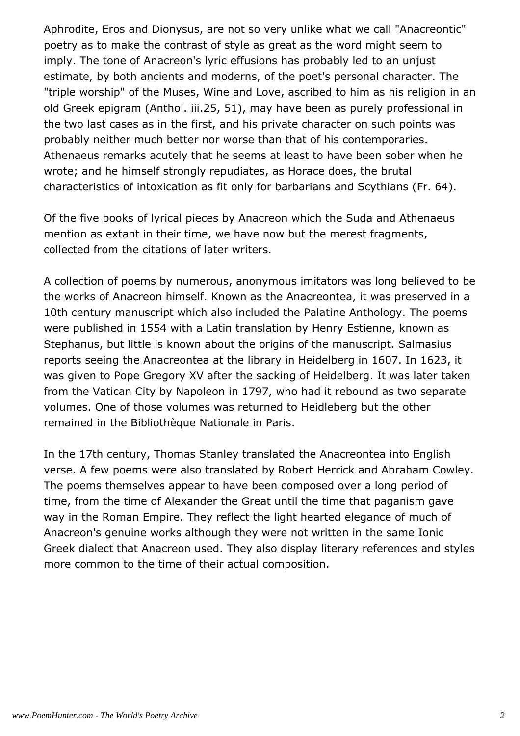Aphrodite, Eros and Dionysus, are not so very unlike what we call "Anacreontic" poetry as to make the contrast of style as great as the word might seem to imply. The tone of Anacreon's lyric effusions has probably led to an unjust estimate, by both ancients and moderns, of the poet's personal character. The "triple worship" of the Muses, Wine and Love, ascribed to him as his religion in an old Greek epigram (Anthol. iii.25, 51), may have been as purely professional in the two last cases as in the first, and his private character on such points was probably neither much better nor worse than that of his contemporaries. Athenaeus remarks acutely that he seems at least to have been sober when he wrote; and he himself strongly repudiates, as Horace does, the brutal characteristics of intoxication as fit only for barbarians and Scythians (Fr. 64).

Of the five books of lyrical pieces by Anacreon which the Suda and Athenaeus mention as extant in their time, we have now but the merest fragments, collected from the citations of later writers.

A collection of poems by numerous, anonymous imitators was long believed to be the works of Anacreon himself. Known as the Anacreontea, it was preserved in a 10th century manuscript which also included the Palatine Anthology. The poems were published in 1554 with a Latin translation by Henry Estienne, known as Stephanus, but little is known about the origins of the manuscript. Salmasius reports seeing the Anacreontea at the library in Heidelberg in 1607. In 1623, it was given to Pope Gregory XV after the sacking of Heidelberg. It was later taken from the Vatican City by Napoleon in 1797, who had it rebound as two separate volumes. One of those volumes was returned to Heidleberg but the other remained in the Bibliothèque Nationale in Paris.

In the 17th century, Thomas Stanley translated the Anacreontea into English verse. A few poems were also translated by Robert Herrick and Abraham Cowley. The poems themselves appear to have been composed over a long period of time, from the time of Alexander the Great until the time that paganism gave way in the Roman Empire. They reflect the light hearted elegance of much of Anacreon's genuine works although they were not written in the same Ionic Greek dialect that Anacreon used. They also display literary references and styles more common to the time of their actual composition.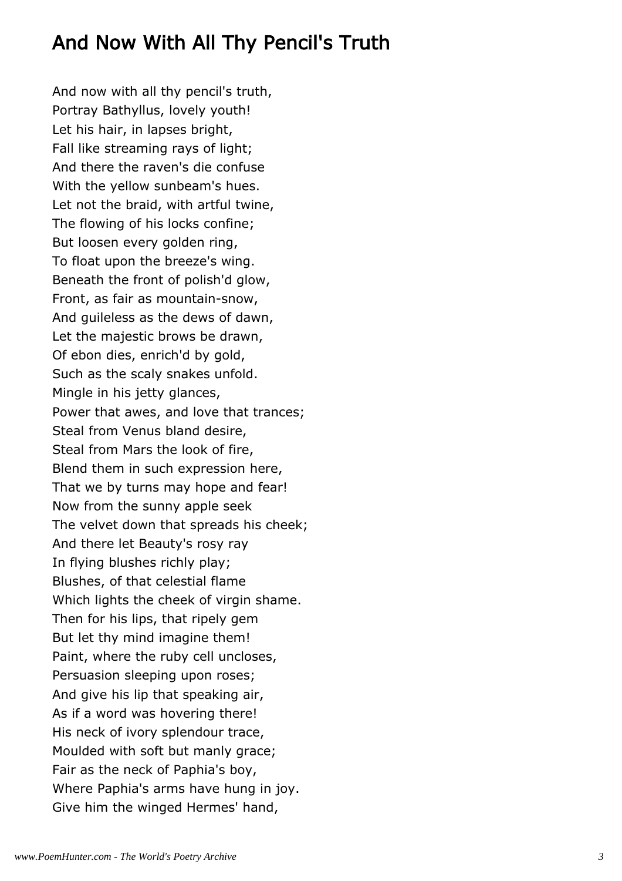## And Now With All Thy Pencil's Truth

And now with all thy pencil's truth,  
Portray Bathyllus, lovely youth!  
Let his hair, in lapses bright,  
Fall like streaming rays of light;  
And there the raven's die confuse  
With the yellow sunbeam's hues.  
Let not the braid, with artful twine,  
The flowing of his locks confine;  
But loosen every golden ring,  
To float upon the breeze's wing.  
Beneath the front of polish'd glow,  
Front, as fair as mountain-snow,  
And guileless as the dews of dawn,  
Let the majestic brows be drawn,  
Of ebon dies, enrich'd by gold,  
Such as the scaly snakes unfold.  
Mingle in his jetty glances,  
Power that awes, and love that trances;  
Steal from Venus bland desire,  
Steal from Mars the look of fire,  
Blend them in such expression here,  
That we by turns may hope and fear!  
Now from the sunny apple seek  
The velvet down that spreads his cheek;  
And there let Beauty's rosy ray  
In flying blushes richly play;  
Blushes, of that celestial flame  
Which lights the cheek of virgin shame.  
Then for his lips, that ripely gem  
But let thy mind imagine them!  
Paint, where the ruby cell uncloses,  
Persuasion sleeping upon roses;  
And give his lip that speaking air,  
As if a word was hovering there!  
His neck of ivory splendour trace,  
Moulded with soft but manly grace;  
Fair as the neck of Paphia's boy,  
Where Paphia's arms have hung in joy.  
Give him the winged Hermes' hand,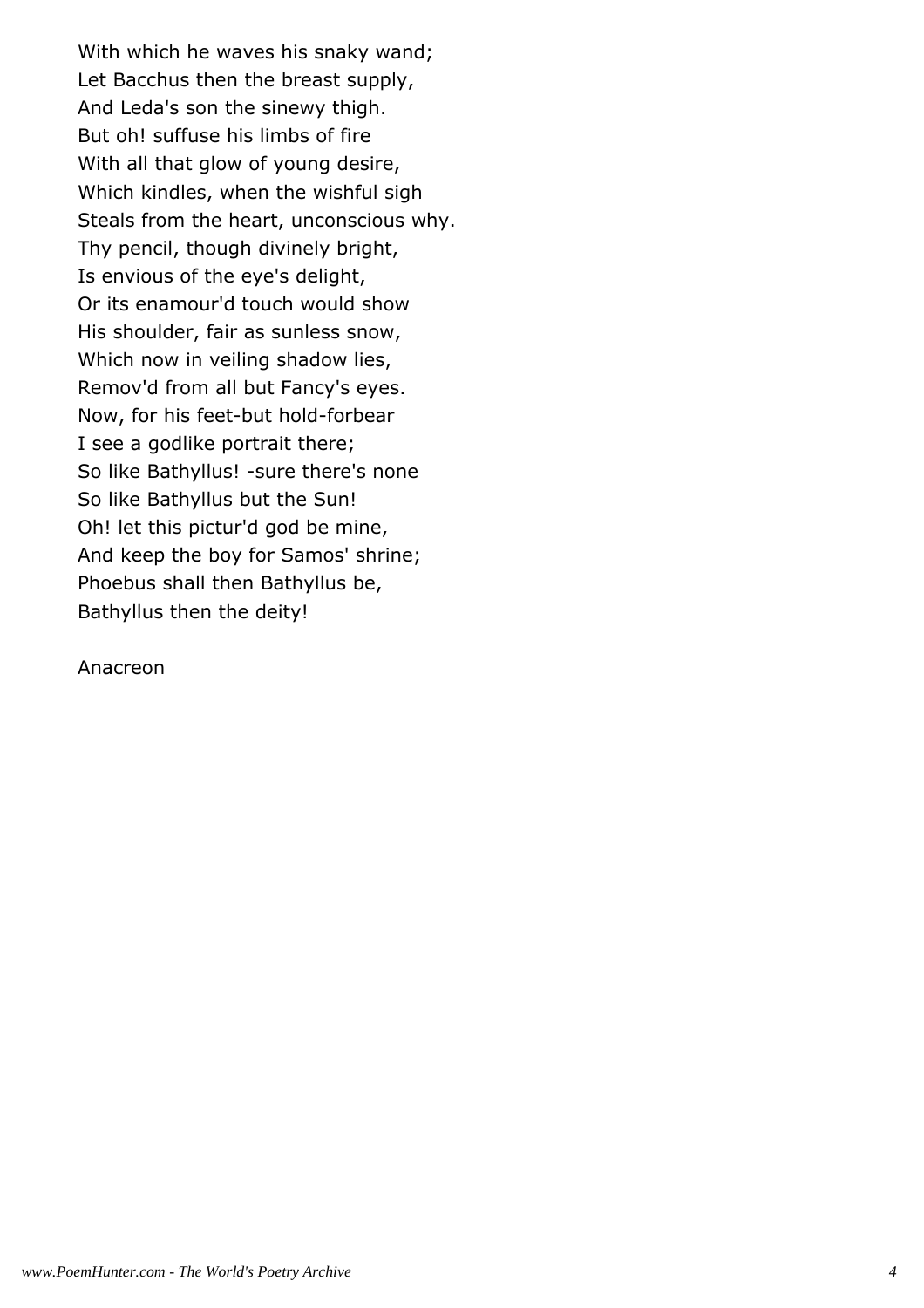With which he waves his snaky wand;  
Let Bacchus then the breast supply,  
And Leda's son the sinewy thigh.  
But oh! suffuse his limbs of fire  
With all that glow of young desire,  
Which kindles, when the wishful sigh  
Steals from the heart, unconscious why.  
Thy pencil, though divinely bright,  
Is envious of the eye's delight,  
Or its enamour'd touch would show  
His shoulder, fair as sunless snow,  
Which now in veiling shadow lies,  
Remov'd from all but Fancy's eyes.  
Now, for his feet-but hold-forbear  
I see a godlike portrait there;  
So like Bathyllus! -sure there's none  
So like Bathyllus but the Sun!  
Oh! let this pictur'd god be mine,  
And keep the boy for Samos' shrine;  
Phoebus shall then Bathyllus be,  
Bathyllus then the deity!

Anacreon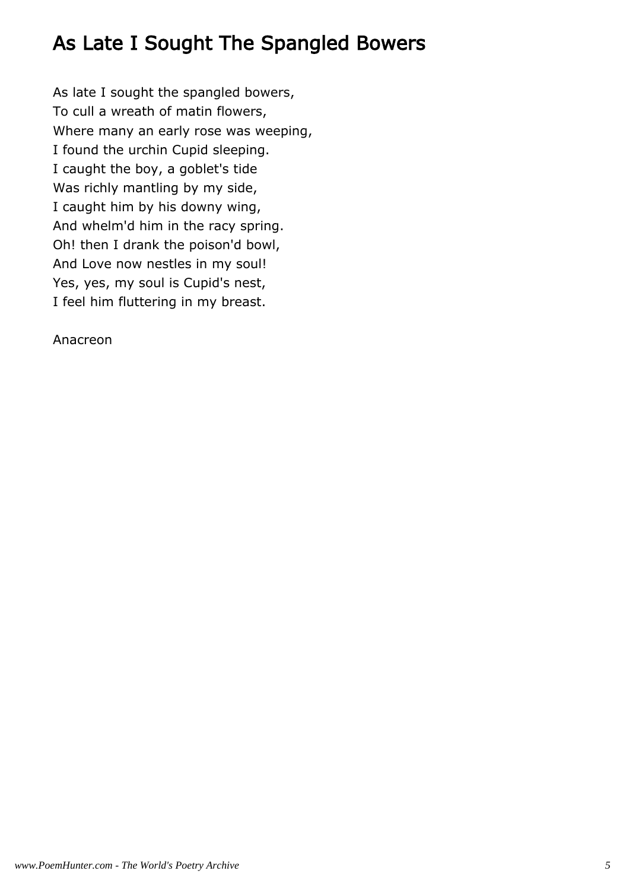# As Late I Sought The Spangled Bowers

As late I sought the spangled bowers,
To cull a wreath of matin flowers,
Where many an early rose was weeping,
I found the urchin Cupid sleeping.
I caught the boy, a goblet's tide
Was richly mantling by my side,
I caught him by his downy wing,
And whelm'd him in the racy spring.
Oh! then I drank the poison'd bowl,
And Love now nestles in my soul!
Yes, yes, my soul is Cupid's nest,
I feel him fluttering in my breast.

Anacreon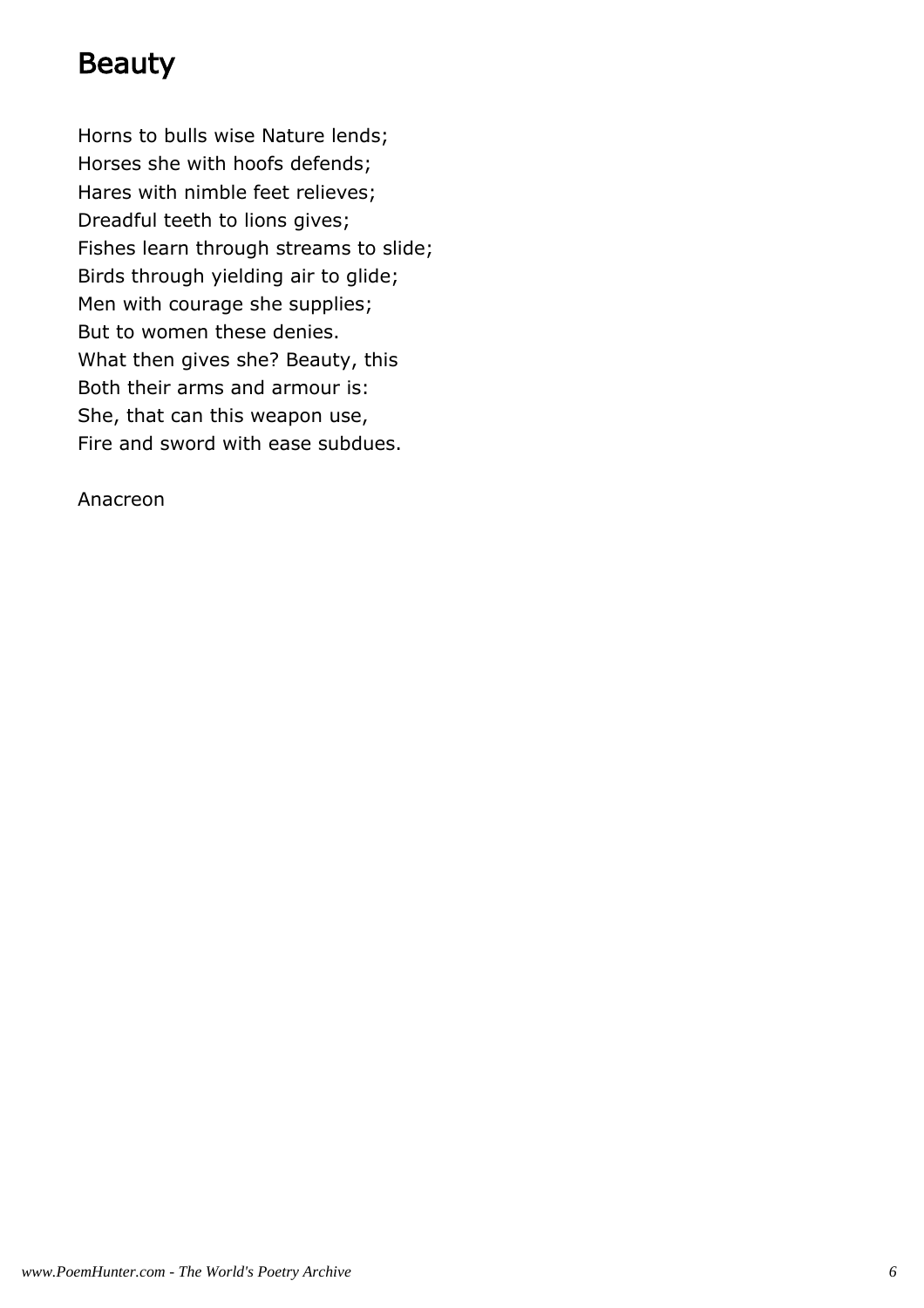# Beauty

Horns to bulls wise Nature lends;  
Horses she with hoofs defends;  
Hares with nimble feet relieves;  
Dreadful teeth to lions gives;  
Fishes learn through streams to slide;  
Birds through yielding air to glide;  
Men with courage she supplies;  
But to women these denies.  
What then gives she? Beauty, this  
Both their arms and armour is:  
She, that can this weapon use,  
Fire and sword with ease subdues.

Anacreon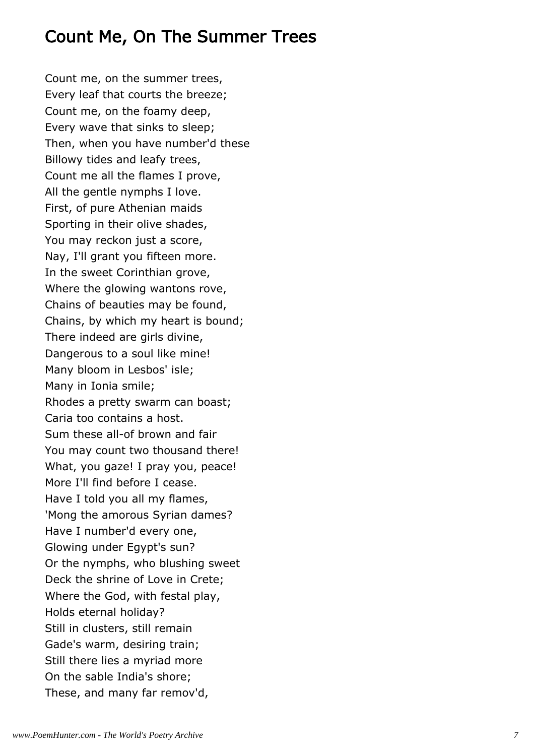# Count Me, On The Summer Trees

Count me, on the summer trees,  
Every leaf that courts the breeze;  
Count me, on the foamy deep,  
Every wave that sinks to sleep;  
Then, when you have number'd these  
Billowy tides and leafy trees,  
Count me all the flames I prove,  
All the gentle nymphs I love.  
First, of pure Athenian maids  
Sporting in their olive shades,  
You may reckon just a score,  
Nay, I'll grant you fifteen more.  
In the sweet Corinthian grove,  
Where the glowing wantons rove,  
Chains of beauties may be found,  
Chains, by which my heart is bound;  
There indeed are girls divine,  
Dangerous to a soul like mine!  
Many bloom in Lesbos' isle;  
Many in Ionia smile;  
Rhodes a pretty swarm can boast;  
Caria too contains a host.  
Sum these all-of brown and fair  
You may count two thousand there!  
What, you gaze! I pray you, peace!  
More I'll find before I cease.  
Have I told you all my flames,  
'Mong the amorous Syrian dames?  
Have I number'd every one,  
Glowing under Egypt's sun?  
Or the nymphs, who blushing sweet  
Deck the shrine of Love in Crete;  
Where the God, with festal play,  
Holds eternal holiday?  
Still in clusters, still remain  
Gade's warm, desiring train;  
Still there lies a myriad more  
On the sable India's shore;  
These, and many far remov'd,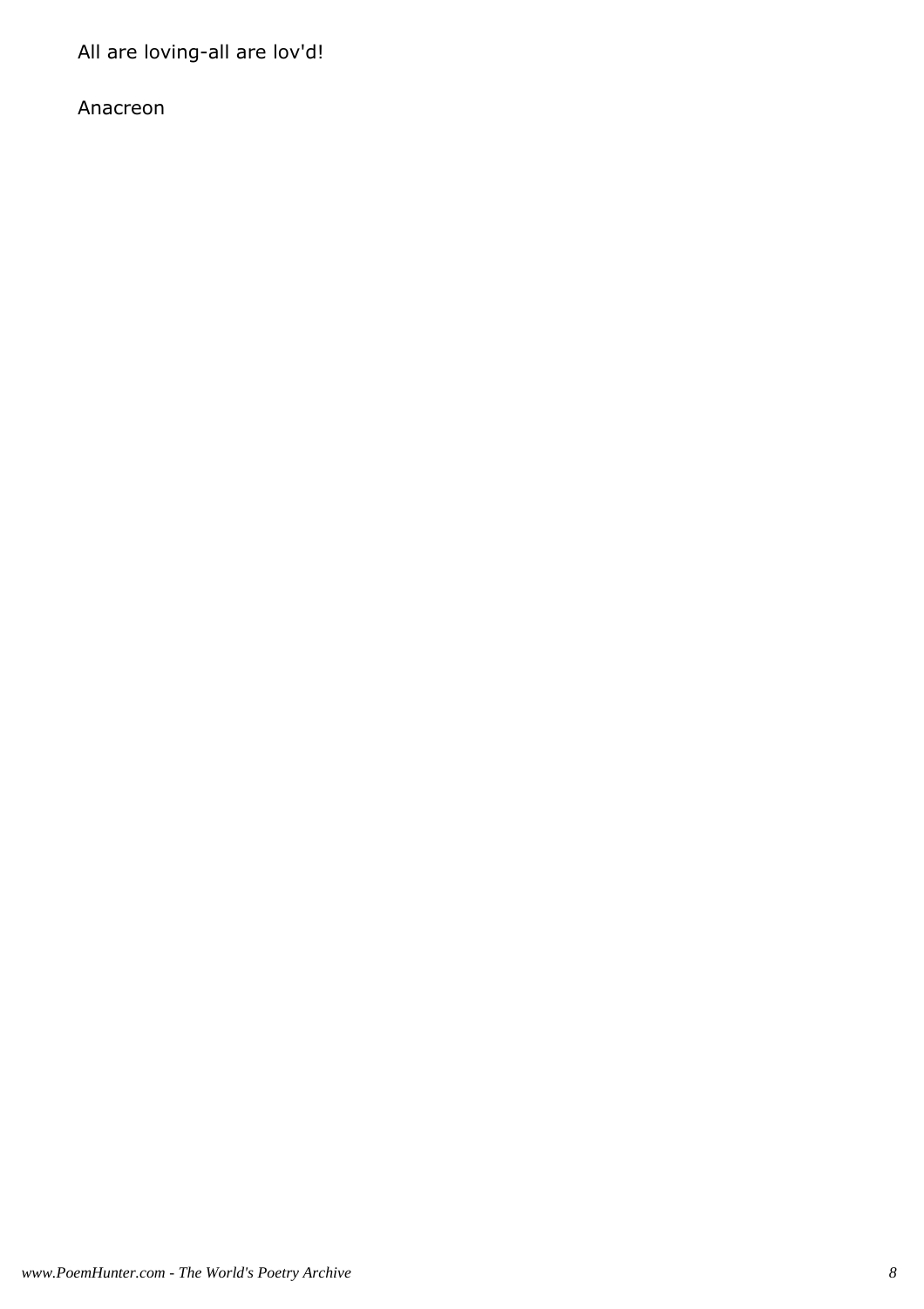All are loving-all are lov'd!

Anacreon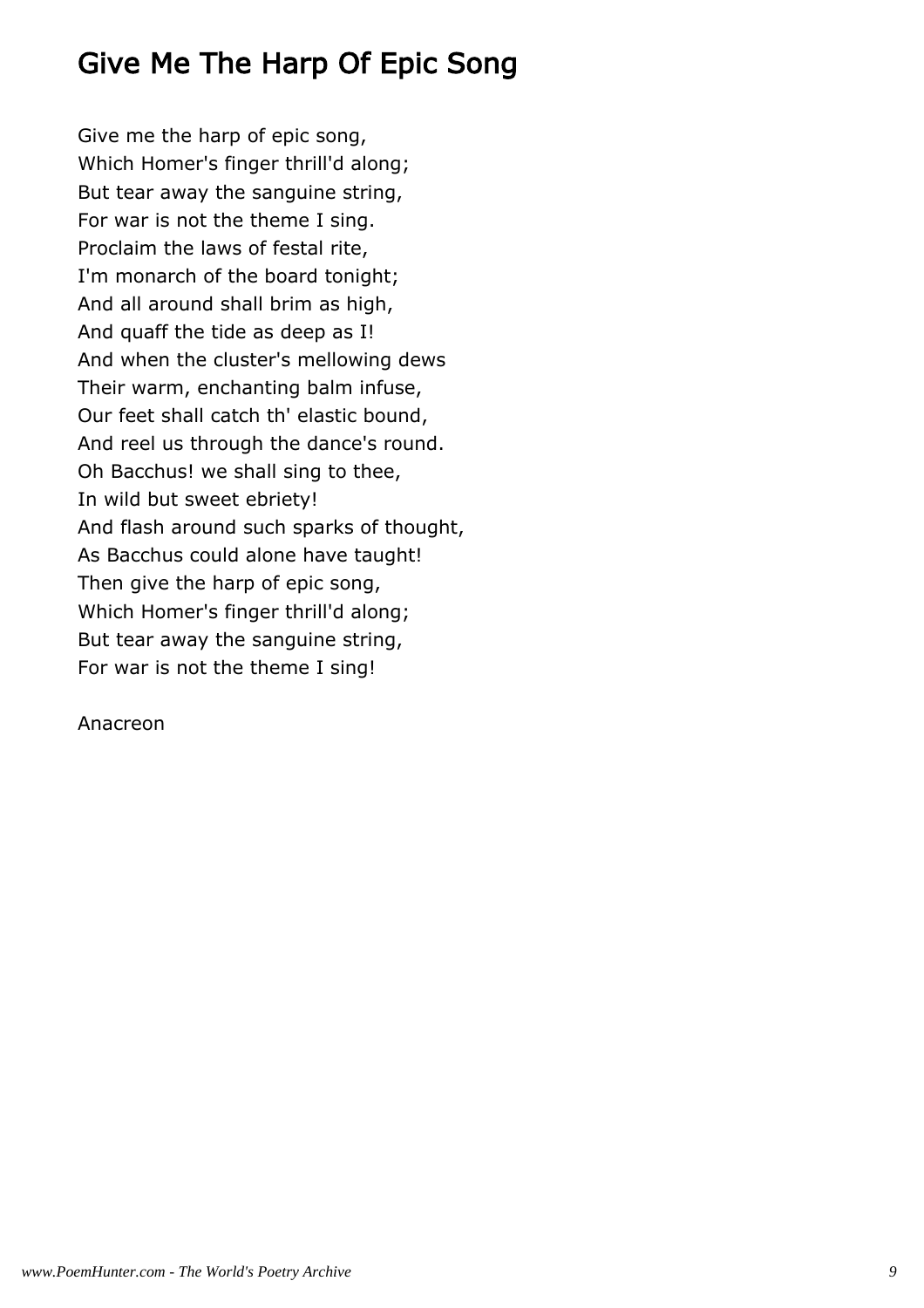# Give Me The Harp Of Epic Song

Give me the harp of epic song,  
Which Homer's finger thrill'd along;  
But tear away the sanguine string,  
For war is not the theme I sing.  
Proclaim the laws of festal rite,  
I'm monarch of the board tonight;  
And all around shall brim as high,  
And quaff the tide as deep as I!  
And when the cluster's mellowing dews  
Their warm, enchanting balm infuse,  
Our feet shall catch th' elastic bound,  
And reel us through the dance's round.  
Oh Bacchus! we shall sing to thee,  
In wild but sweet ebriety!  
And flash around such sparks of thought,  
As Bacchus could alone have taught!  
Then give the harp of epic song,  
Which Homer's finger thrill'd along;  
But tear away the sanguine string,  
For war is not the theme I sing!

Anacreon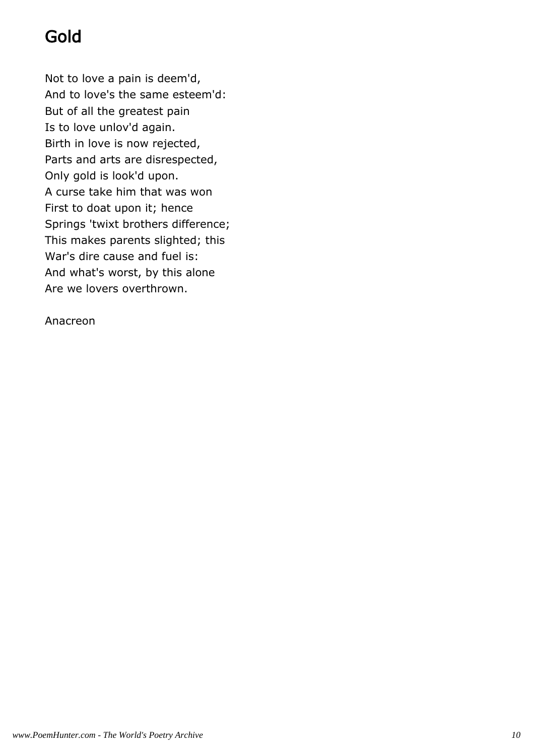# Gold

Not to love a pain is deem'd,  
And to love's the same esteem'd:  
But of all the greatest pain  
Is to love unlov'd again.  
Birth in love is now rejected,  
Parts and arts are disrespected,  
Only gold is look'd upon.  
A curse take him that was won  
First to doat upon it; hence  
Springs 'twixt brothers difference;  
This makes parents slighted; this  
War's dire cause and fuel is:  
And what's worst, by this alone  
Are we lovers overthrown.

Anacreon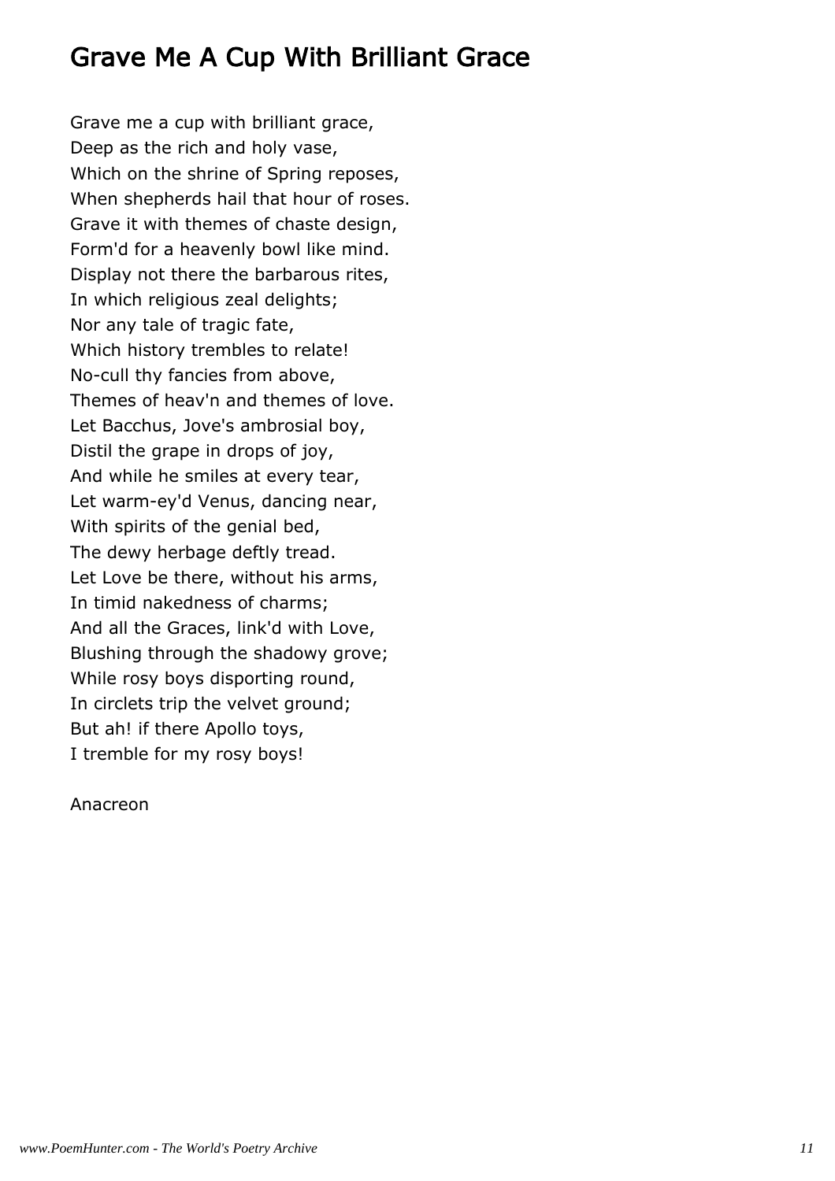## Grave Me A Cup With Brilliant Grace

Grave me a cup with brilliant grace,  
Deep as the rich and holy vase,  
Which on the shrine of Spring reposes,  
When shepherds hail that hour of roses.  
Grave it with themes of chaste design,  
Form'd for a heavenly bowl like mind.  
Display not there the barbarous rites,  
In which religious zeal delights;  
Nor any tale of tragic fate,  
Which history trembles to relate!  
No-cull thy fancies from above,  
Themes of heav'n and themes of love.  
Let Bacchus, Jove's ambrosial boy,  
Distil the grape in drops of joy,  
And while he smiles at every tear,  
Let warm-ey'd Venus, dancing near,  
With spirits of the genial bed,  
The dewy herbage deftly tread.  
Let Love be there, without his arms,  
In timid nakedness of charms;  
And all the Graces, link'd with Love,  
Blushing through the shadowy grove;  
While rosy boys disporting round,  
In circlets trip the velvet ground;  
But ah! if there Apollo toys,  
I tremble for my rosy boys!

Anacreon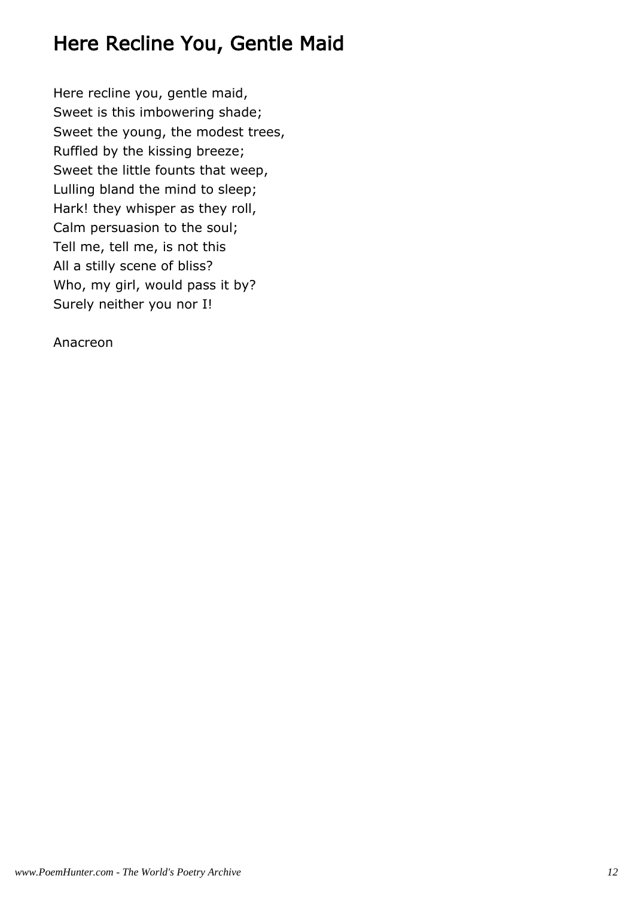# Here Recline You, Gentle Maid

Here recline you, gentle maid,
Sweet is this imbowering shade;
Sweet the young, the modest trees,
Ruffled by the kissing breeze;
Sweet the little founts that weep,
Lulling bland the mind to sleep;
Hark! they whisper as they roll,
Calm persuasion to the soul;
Tell me, tell me, is not this
All a stilly scene of bliss?
Who, my girl, would pass it by?
Surely neither you nor I!

Anacreon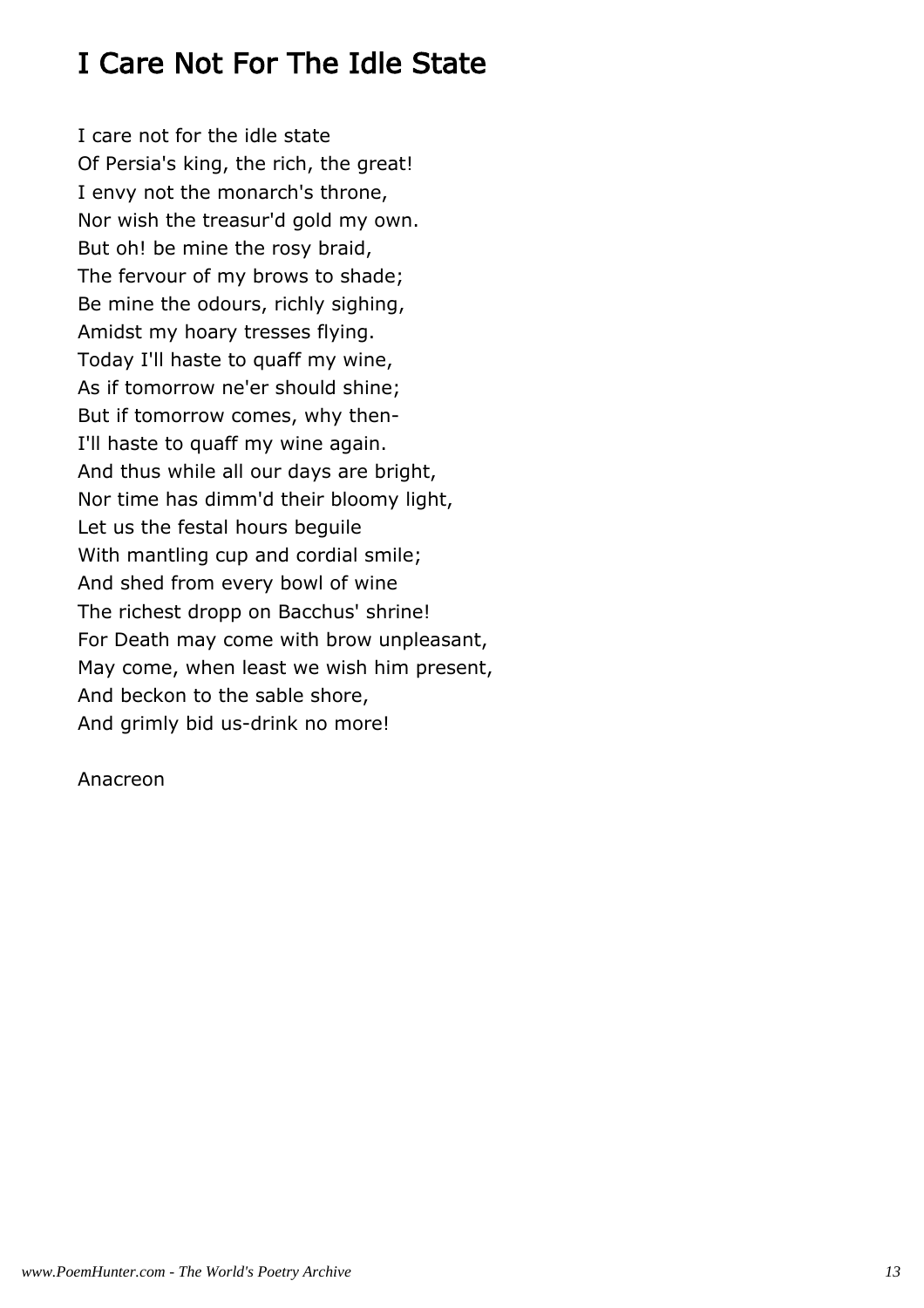# I Care Not For The Idle State

I care not for the idle state  
Of Persia's king, the rich, the great!  
I envy not the monarch's throne,  
Nor wish the treasur'd gold my own.  
But oh! be mine the rosy braid,  
The fervour of my brows to shade;  
Be mine the odours, richly sighing,  
Amidst my hoary tresses flying.  
Today I'll haste to quaff my wine,  
As if tomorrow ne'er should shine;  
But if tomorrow comes, why then-  
I'll haste to quaff my wine again.  
And thus while all our days are bright,  
Nor time has dimm'd their bloomy light,  
Let us the festal hours beguile  
With mantling cup and cordial smile;  
And shed from every bowl of wine  
The richest dropp on Bacchus' shrine!  
For Death may come with brow unpleasant,  
May come, when least we wish him present,  
And beckon to the sable shore,  
And grimly bid us-drink no more!

Anacreon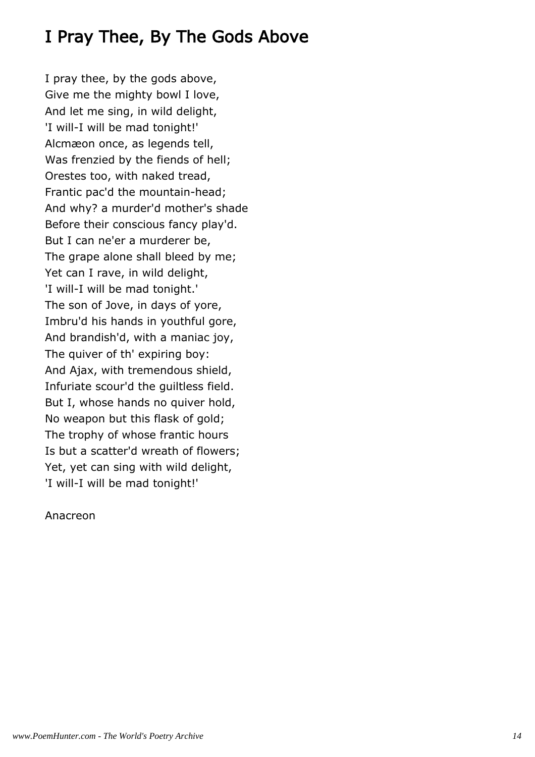# I Pray Thee, By The Gods Above

I pray thee, by the gods above,  
Give me the mighty bowl I love,  
And let me sing, in wild delight,  
'I will-I will be mad tonight!'  
Alcmæon once, as legends tell,  
Was frenzied by the fiends of hell;  
Orestes too, with naked tread,  
Frantic pac'd the mountain-head;  
And why? a murder'd mother's shade  
Before their conscious fancy play'd.  
But I can ne'er a murderer be,  
The grape alone shall bleed by me;  
Yet can I rave, in wild delight,  
'I will-I will be mad tonight.'  
The son of Jove, in days of yore,  
Imbru'd his hands in youthful gore,  
And brandish'd, with a maniac joy,  
The quiver of th' expiring boy:  
And Ajax, with tremendous shield,  
Infuriate scour'd the guiltless field.  
But I, whose hands no quiver hold,  
No weapon but this flask of gold;  
The trophy of whose frantic hours  
Is but a scatter'd wreath of flowers;  
Yet, yet can sing with wild delight,  
'I will-I will be mad tonight!'

Anacreon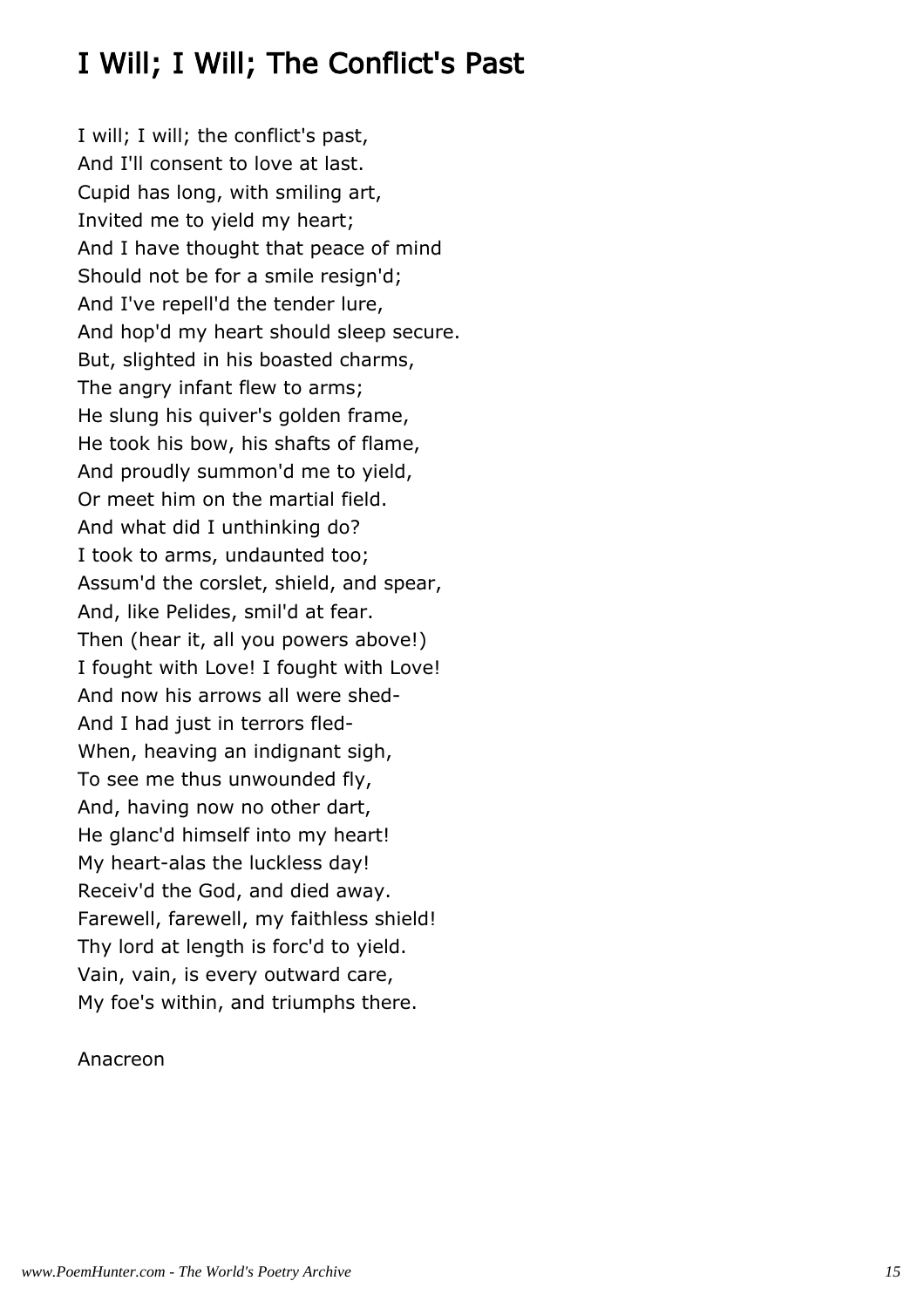# I Will; I Will; The Conflict's Past

I will; I will; the conflict's past,  
And I'll consent to love at last.  
Cupid has long, with smiling art,  
Invited me to yield my heart;  
And I have thought that peace of mind  
Should not be for a smile resign'd;  
And I've repell'd the tender lure,  
And hop'd my heart should sleep secure.  
But, slighted in his boasted charms,  
The angry infant flew to arms;  
He slung his quiver's golden frame,  
He took his bow, his shafts of flame,  
And proudly summon'd me to yield,  
Or meet him on the martial field.  
And what did I unthinking do?  
I took to arms, undaunted too;  
Assum'd the corslet, shield, and spear,  
And, like Pelides, smil'd at fear.  
Then (hear it, all you powers above!)  
I fought with Love! I fought with Love!  
And now his arrows all were shed-  
And I had just in terrors fled-  
When, heaving an indignant sigh,  
To see me thus unwounded fly,  
And, having now no other dart,  
He glanc'd himself into my heart!  
My heart-alas the luckless day!  
Receiv'd the God, and died away.  
Farewell, farewell, my faithless shield!  
Thy lord at length is forc'd to yield.  
Vain, vain, is every outward care,  
My foe's within, and triumphs there.

Anacreon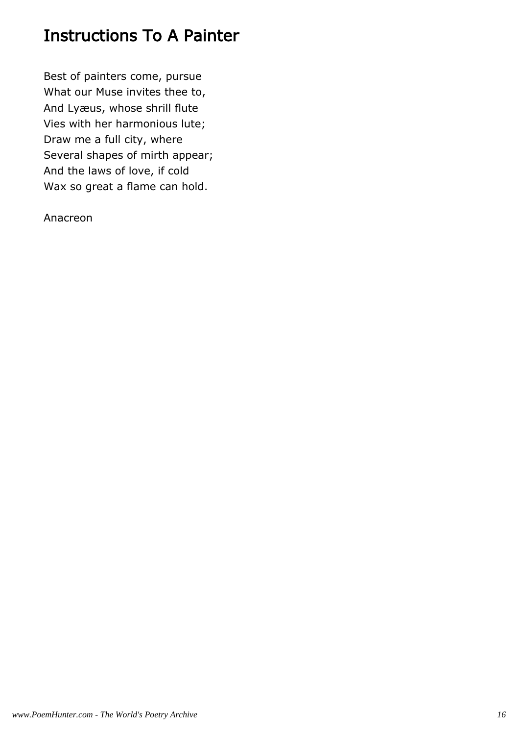# Instructions To A Painter

Best of painters come, pursue  
What our Muse invites thee to,  
And Lyæus, whose shrill flute  
Vies with her harmonious lute;  
Draw me a full city, where  
Several shapes of mirth appear;  
And the laws of love, if cold  
Wax so great a flame can hold.

Anacreon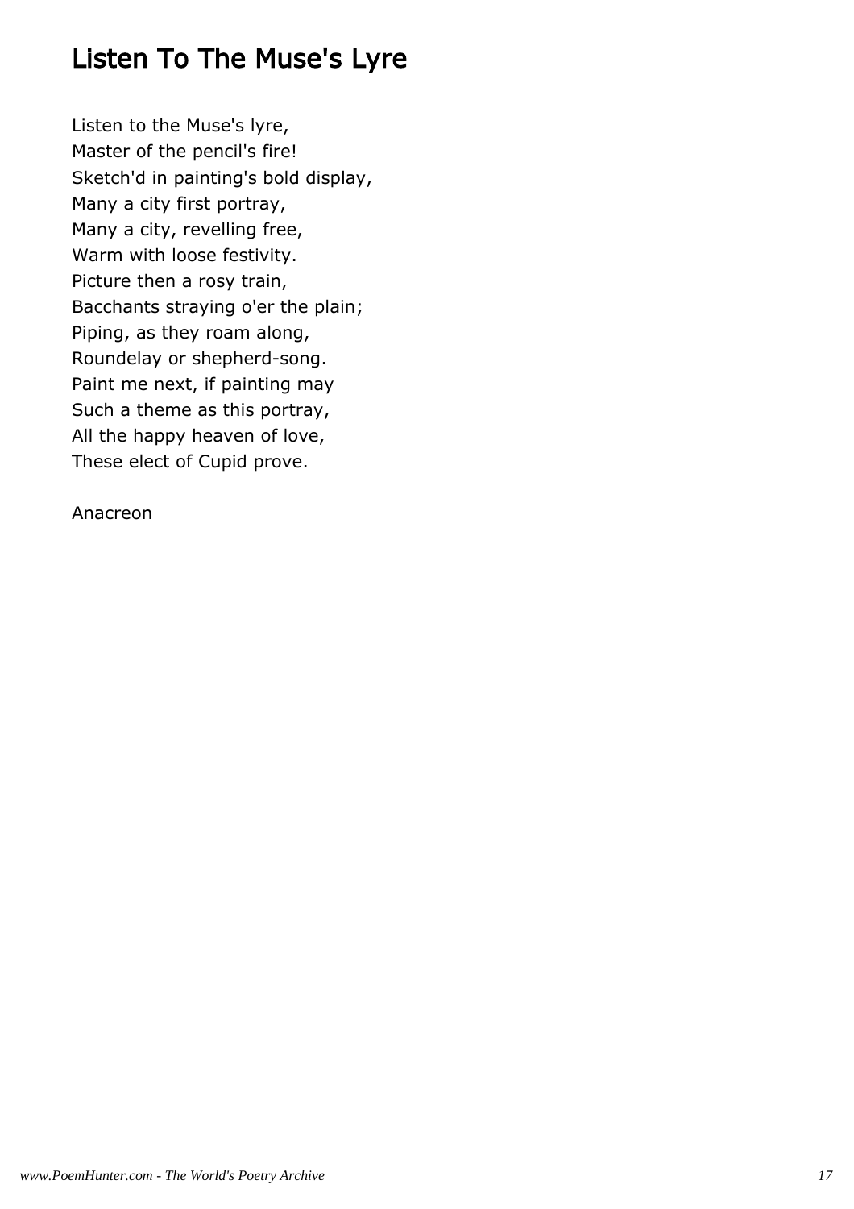# Listen To The Muse's Lyre

Listen to the Muse's lyre,
Master of the pencil's fire!
Sketch'd in painting's bold display,
Many a city first portray,
Many a city, revelling free,
Warm with loose festivity.
Picture then a rosy train,
Bacchants straying o'er the plain;
Piping, as they roam along,
Roundelay or shepherd-song.
Paint me next, if painting may
Such a theme as this portray,
All the happy heaven of love,
These elect of Cupid prove.

Anacreon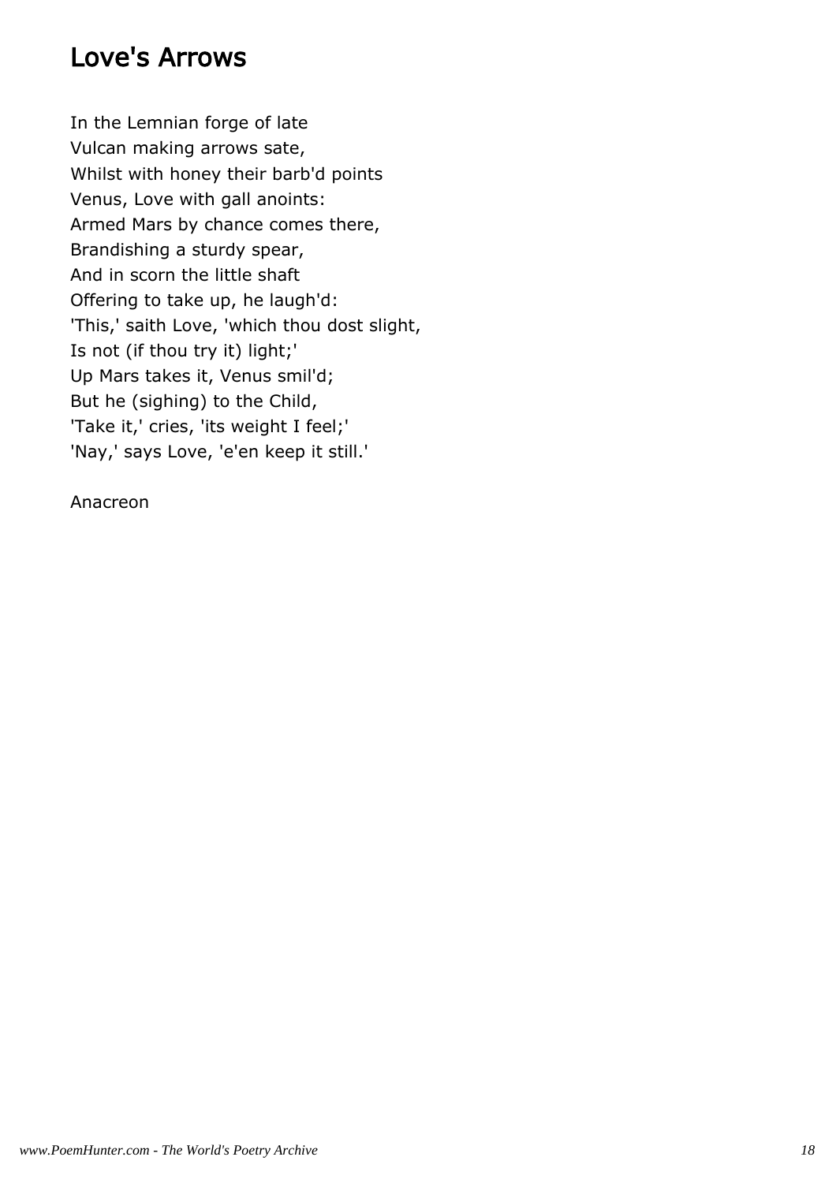## Love's Arrows

In the Lemnian forge of late  
Vulcan making arrows sate,  
Whilst with honey their barb'd points  
Venus, Love with gall anoints:  
Armed Mars by chance comes there,  
Brandishing a sturdy spear,  
And in scorn the little shaft  
Offering to take up, he laugh'd:  
'This,' saith Love, 'which thou dost slight,  
Is not (if thou try it) light;'  
Up Mars takes it, Venus smil'd;  
But he (sighing) to the Child,  
'Take it,' cries, 'its weight I feel;'  
'Nay,' says Love, 'e'en keep it still.'

Anacreon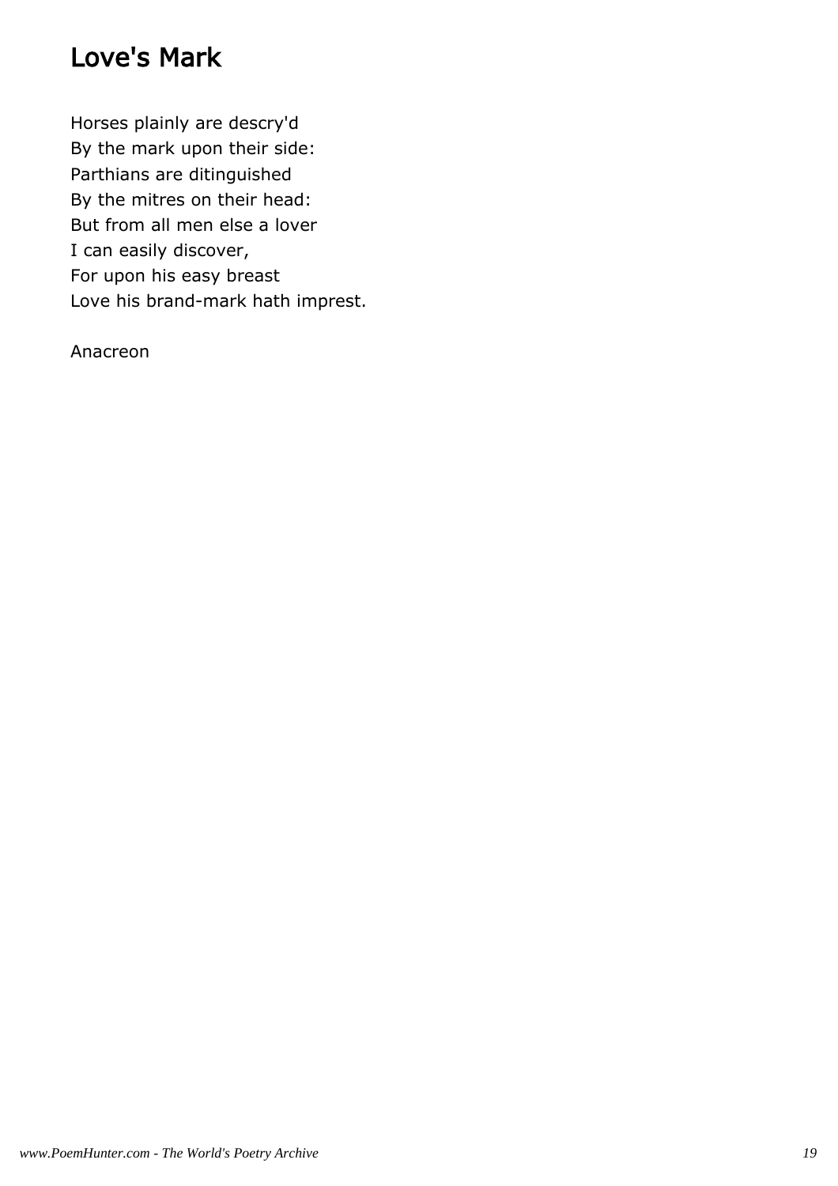# Love's Mark

Horses plainly are descry'd  
By the mark upon their side:  
Parthians are ditinguished  
By the mitres on their head:  
But from all men else a lover  
I can easily discover,  
For upon his easy breast  
Love his brand-mark hath imprest.

Anacreon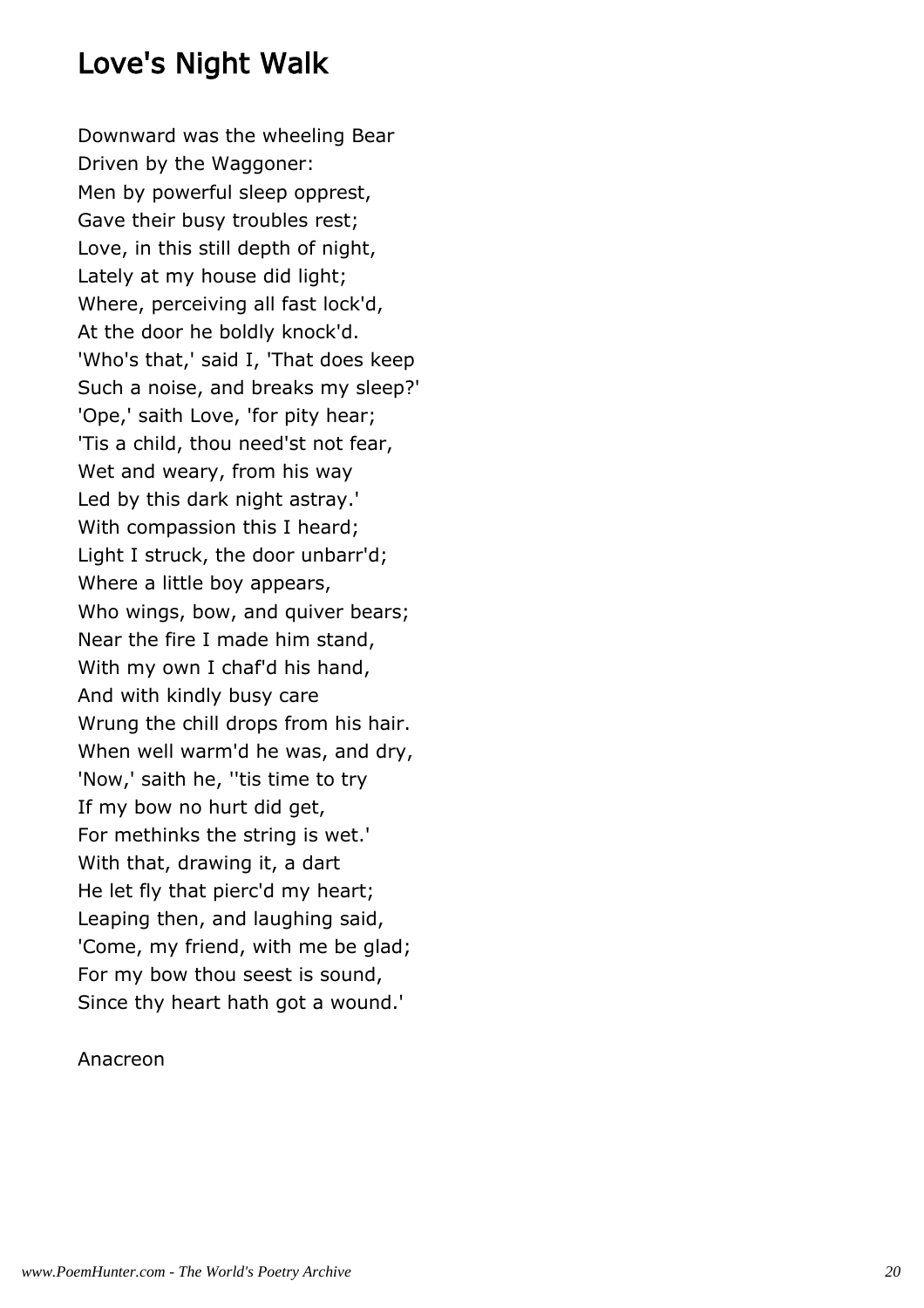# Love's Night Walk

Downward was the wheeling Bear  
Driven by the Waggoner:  
Men by powerful sleep opprest,  
Gave their busy troubles rest;  
Love, in this still depth of night,  
Lately at my house did light;  
Where, perceiving all fast lock'd,  
At the door he boldly knock'd.  
'Who's that,' said I, 'That does keep  
Such a noise, and breaks my sleep?'  
'Ope,' saith Love, 'for pity hear;  
'Tis a child, thou need'st not fear,  
Wet and weary, from his way  
Led by this dark night astray.'  
With compassion this I heard;  
Light I struck, the door unbarr'd;  
Where a little boy appears,  
Who wings, bow, and quiver bears;  
Near the fire I made him stand,  
With my own I chaf'd his hand,  
And with kindly busy care  
Wrung the chill drops from his hair.  
When well warm'd he was, and dry,  
'Now,' saith he, ''tis time to try  
If my bow no hurt did get,  
For methinks the string is wet.'  
With that, drawing it, a dart  
He let fly that pierc'd my heart;  
Leaping then, and laughing said,  
'Come, my friend, with me be glad;  
For my bow thou seest is sound,  
Since thy heart hath got a wound.'

Anacreon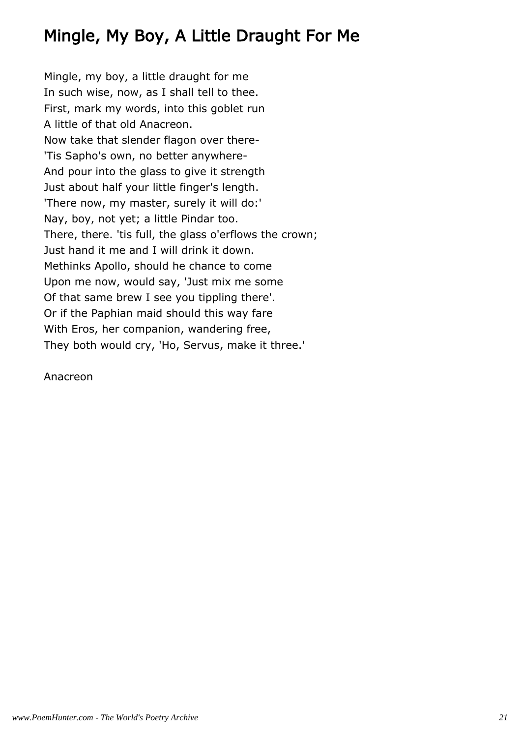## Mingle, My Boy, A Little Draught For Me

Mingle, my boy, a little draught for me
In such wise, now, as I shall tell to thee.
First, mark my words, into this goblet run
A little of that old Anacreon.
Now take that slender flagon over there-
'Tis Sapho's own, no better anywhere-
And pour into the glass to give it strength
Just about half your little finger's length.
'There now, my master, surely it will do:'
Nay, boy, not yet; a little Pindar too.
There, there. 'tis full, the glass o'erflows the crown;
Just hand it me and I will drink it down.
Methinks Apollo, should he chance to come
Upon me now, would say, 'Just mix me some
Of that same brew I see you tippling there'.
Or if the Paphian maid should this way fare
With Eros, her companion, wandering free,
They both would cry, 'Ho, Servus, make it three.'

Anacreon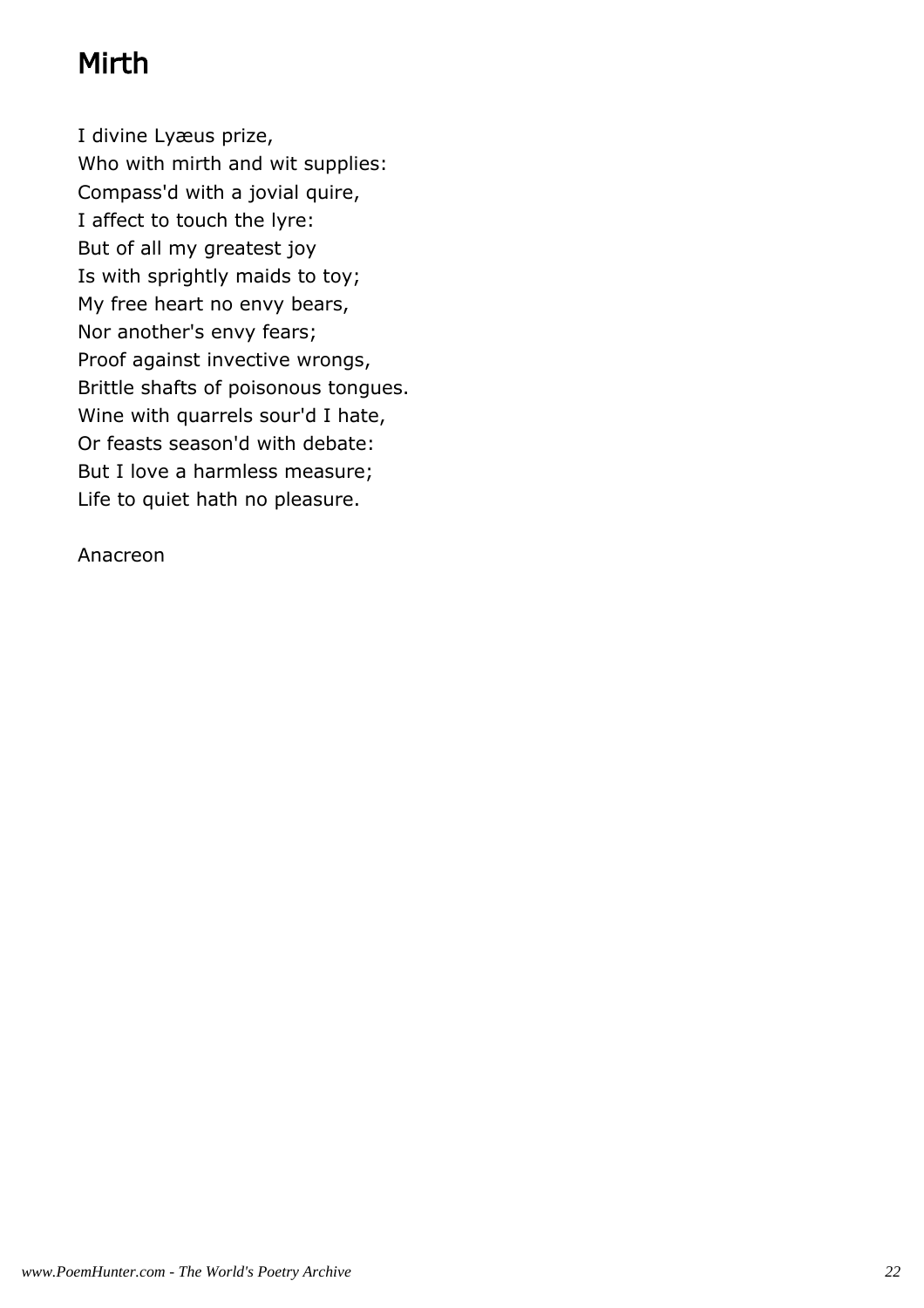## Mirth

I divine Lyæus prize,  
Who with mirth and wit supplies:  
Compass'd with a jovial quire,  
I affect to touch the lyre:  
But of all my greatest joy  
Is with sprightly maids to toy;  
My free heart no envy bears,  
Nor another's envy fears;  
Proof against invective wrongs,  
Brittle shafts of poisonous tongues.  
Wine with quarrels sour'd I hate,  
Or feasts season'd with debate:  
But I love a harmless measure;  
Life to quiet hath no pleasure.

Anacreon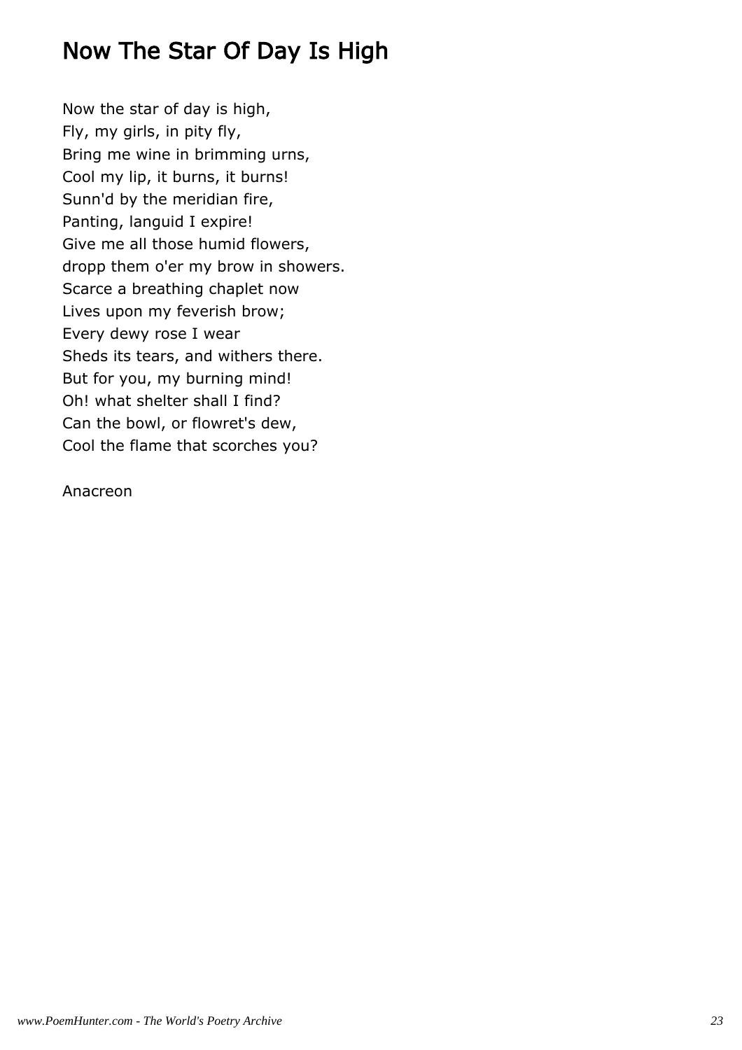# Now The Star Of Day Is High

Now the star of day is high,  
Fly, my girls, in pity fly,  
Bring me wine in brimming urns,  
Cool my lip, it burns, it burns!  
Sunn'd by the meridian fire,  
Panting, languid I expire!  
Give me all those humid flowers,  
dropp them o'er my brow in showers.  
Scarce a breathing chaplet now  
Lives upon my feverish brow;  
Every dewy rose I wear  
Sheds its tears, and withers there.  
But for you, my burning mind!  
Oh! what shelter shall I find?  
Can the bowl, or flowret's dew,  
Cool the flame that scorches you?

Anacreon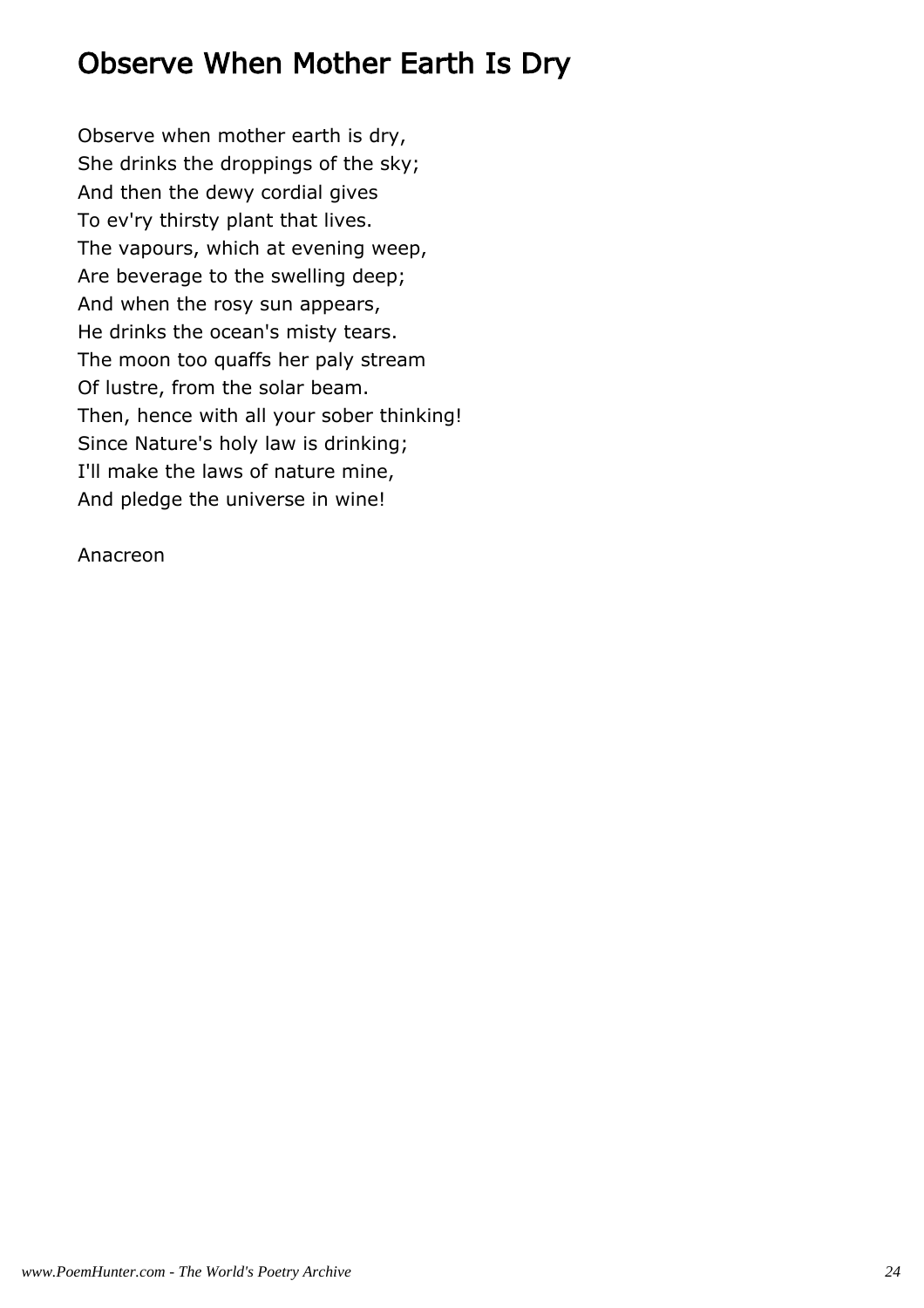# Observe When Mother Earth Is Dry

Observe when mother earth is dry,  
She drinks the droppings of the sky;  
And then the dewy cordial gives  
To ev'ry thirsty plant that lives.  
The vapours, which at evening weep,  
Are beverage to the swelling deep;  
And when the rosy sun appears,  
He drinks the ocean's misty tears.  
The moon too quaffs her paly stream  
Of lustre, from the solar beam.  
Then, hence with all your sober thinking!  
Since Nature's holy law is drinking;  
I'll make the laws of nature mine,  
And pledge the universe in wine!

Anacreon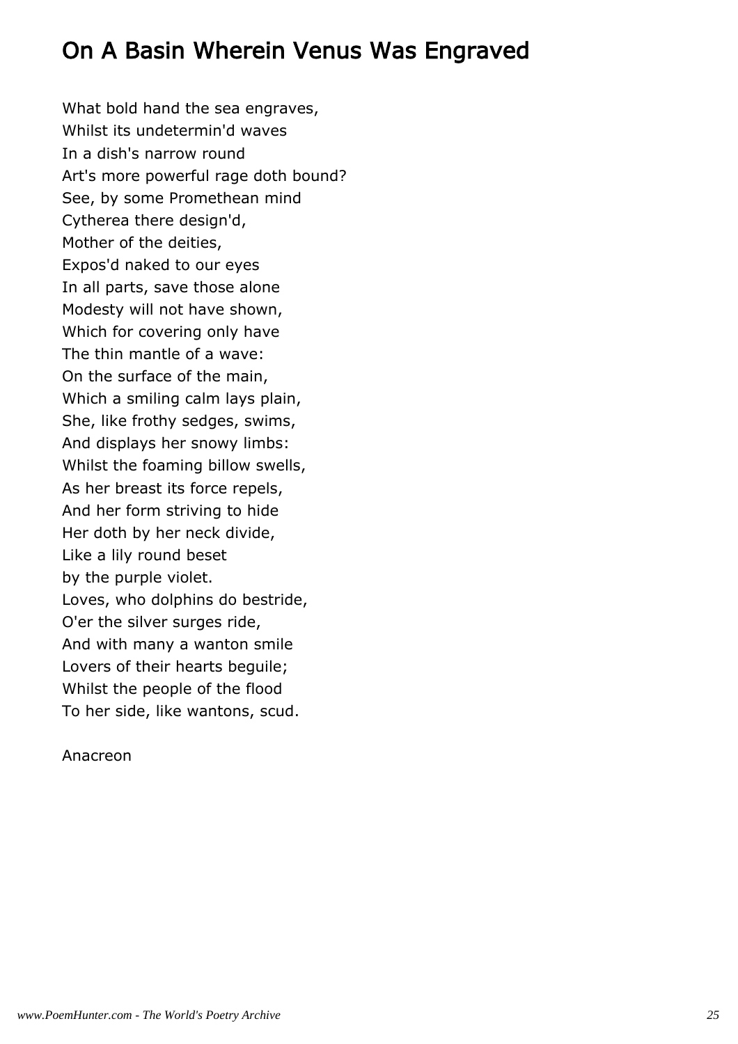# On A Basin Wherein Venus Was Engraved

What bold hand the sea engraves,
Whilst its undetermin'd waves
In a dish's narrow round
Art's more powerful rage doth bound?
See, by some Promethean mind
Cytherea there design'd,
Mother of the deities,
Expos'd naked to our eyes
In all parts, save those alone
Modesty will not have shown,
Which for covering only have
The thin mantle of a wave:
On the surface of the main,
Which a smiling calm lays plain,
She, like frothy sedges, swims,
And displays her snowy limbs:
Whilst the foaming billow swells,
As her breast its force repels,
And her form striving to hide
Her doth by her neck divide,
Like a lily round beset
by the purple violet.
Loves, who dolphins do bestride,
O'er the silver surges ride,
And with many a wanton smile
Lovers of their hearts beguile;
Whilst the people of the flood
To her side, like wantons, scud.

Anacreon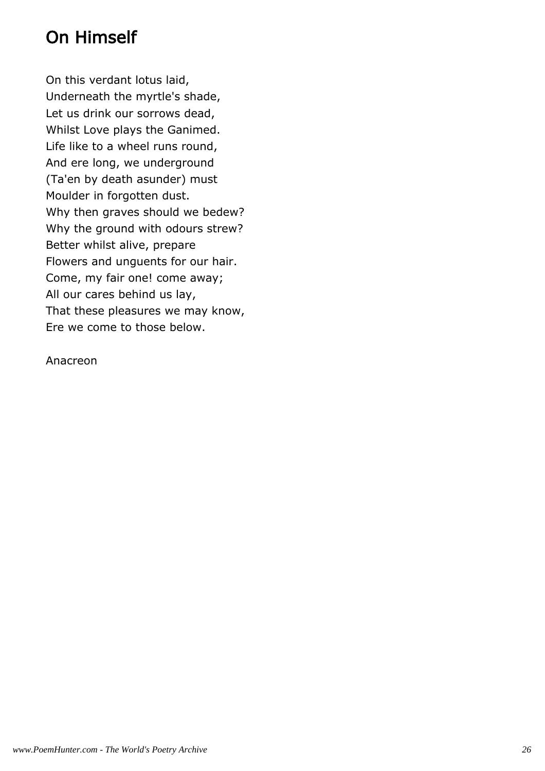## On Himself

On this verdant lotus laid,  
Underneath the myrtle's shade,  
Let us drink our sorrows dead,  
Whilst Love plays the Ganimed.  
Life like to a wheel runs round,  
And ere long, we underground  
(Ta'en by death asunder) must  
Moulder in forgotten dust.  
Why then graves should we bedew?  
Why the ground with odours strew?  
Better whilst alive, prepare  
Flowers and unguents for our hair.  
Come, my fair one! come away;  
All our cares behind us lay,  
That these pleasures we may know,  
Ere we come to those below.

Anacreon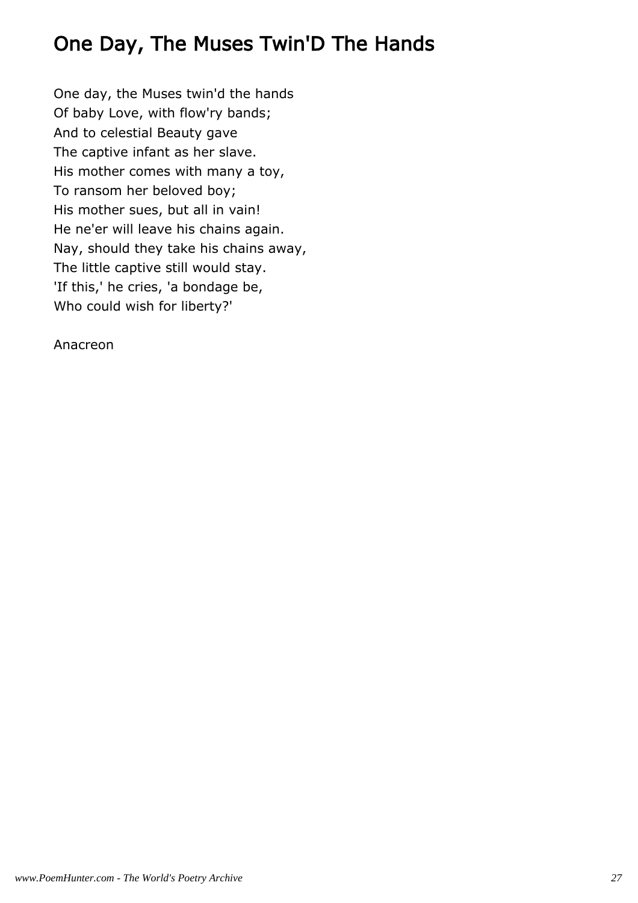# One Day, The Muses Twin'D The Hands

One day, the Muses twin'd the hands  
Of baby Love, with flow'ry bands;  
And to celestial Beauty gave  
The captive infant as her slave.  
His mother comes with many a toy,  
To ransom her beloved boy;  
His mother sues, but all in vain!  
He ne'er will leave his chains again.  
Nay, should they take his chains away,  
The little captive still would stay.  
'If this,' he cries, 'a bondage be,  
Who could wish for liberty?'

Anacreon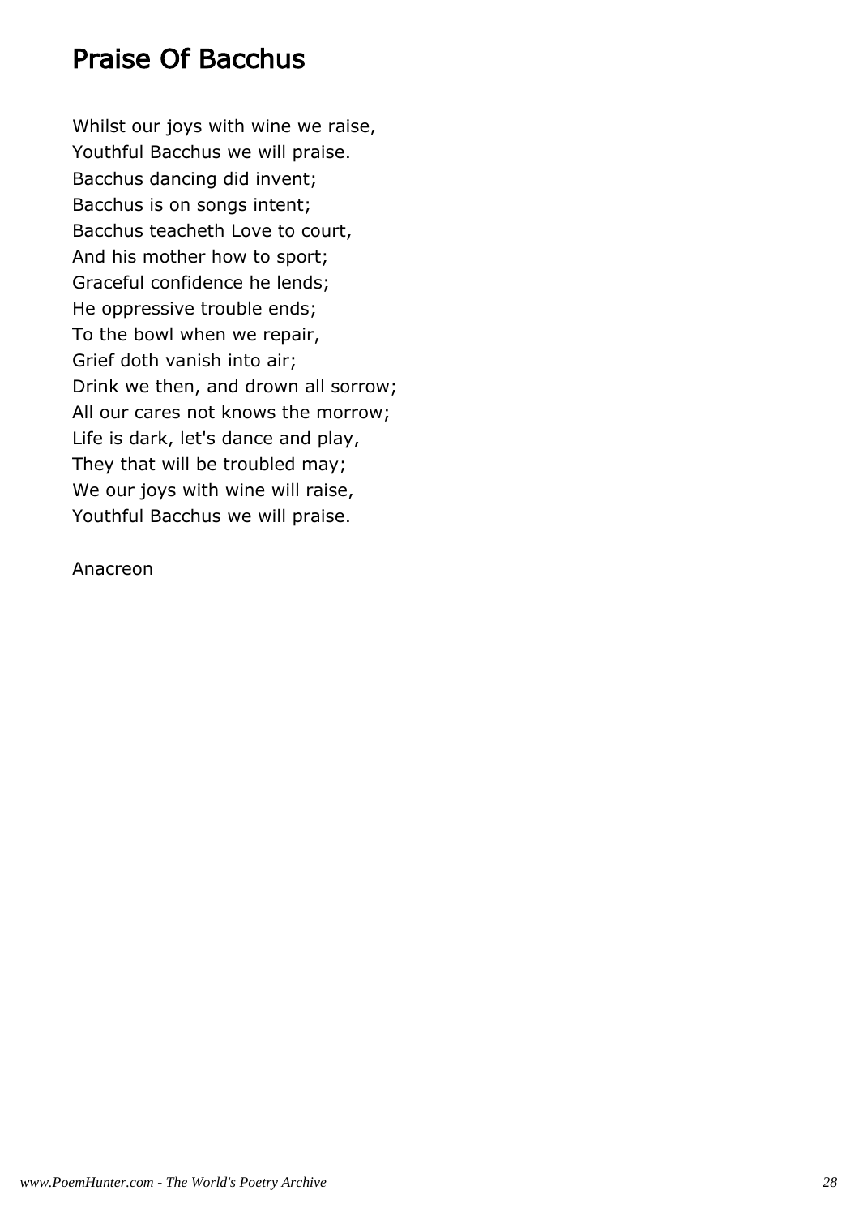## Praise Of Bacchus

Whilst our joys with wine we raise,
Youthful Bacchus we will praise.
Bacchus dancing did invent;
Bacchus is on songs intent;
Bacchus teacheth Love to court,
And his mother how to sport;
Graceful confidence he lends;
He oppressive trouble ends;
To the bowl when we repair,
Grief doth vanish into air;
Drink we then, and drown all sorrow;
All our cares not knows the morrow;
Life is dark, let's dance and play,
They that will be troubled may;
We our joys with wine will raise,
Youthful Bacchus we will praise.

Anacreon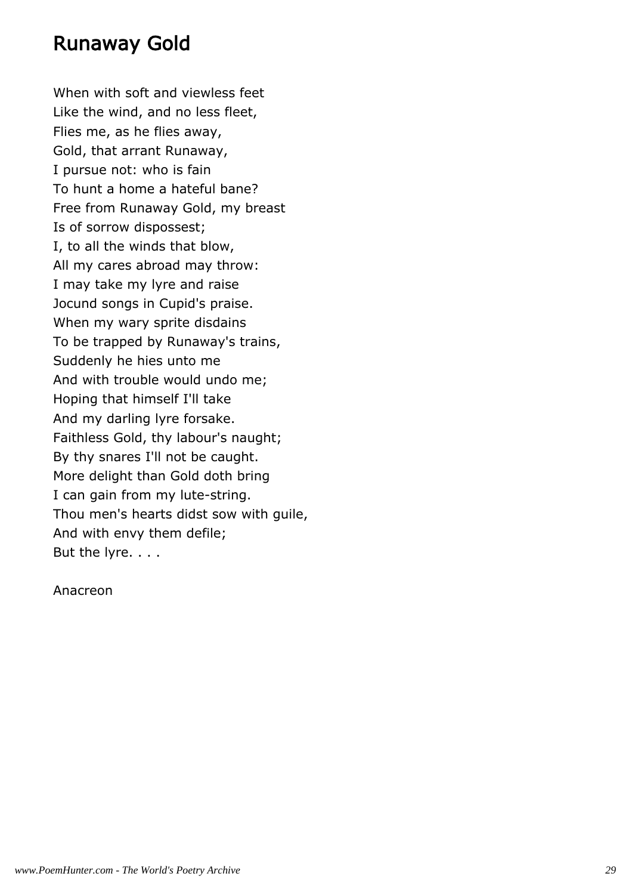# Runaway Gold

When with soft and viewless feet  
Like the wind, and no less fleet,  
Flies me, as he flies away,  
Gold, that arrant Runaway,  
I pursue not: who is fain  
To hunt a home a hateful bane?  
Free from Runaway Gold, my breast  
Is of sorrow dispossest;  
I, to all the winds that blow,  
All my cares abroad may throw:  
I may take my lyre and raise  
Jocund songs in Cupid's praise.  
When my wary sprite disdains  
To be trapped by Runaway's trains,  
Suddenly he hies unto me  
And with trouble would undo me;  
Hoping that himself I'll take  
And my darling lyre forsake.  
Faithless Gold, thy labour's naught;  
By thy snares I'll not be caught.  
More delight than Gold doth bring  
I can gain from my lute-string.  
Thou men's hearts didst sow with guile,  
And with envy them defile;  
But the lyre. . . .

Anacreon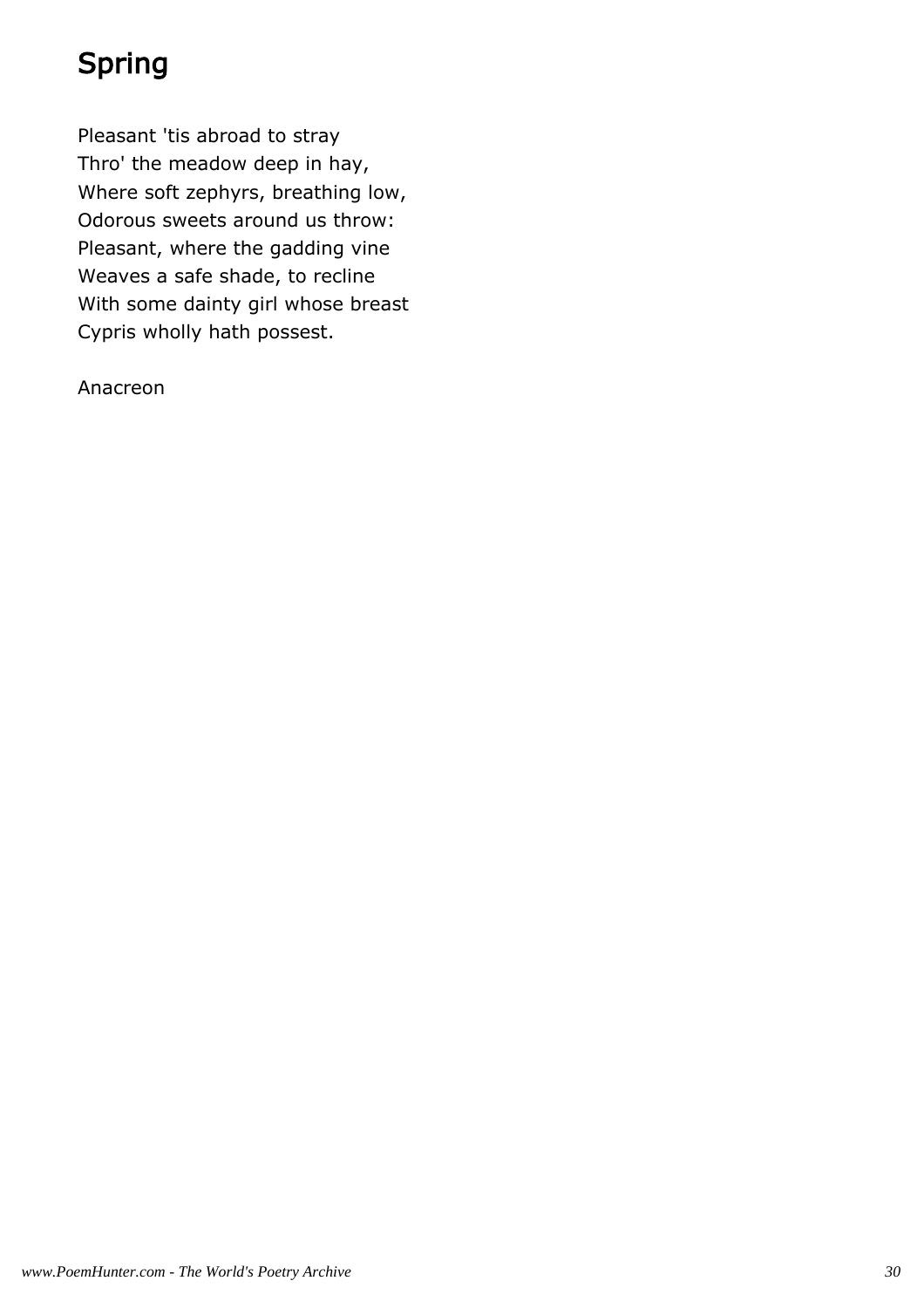# Spring

Pleasant 'tis abroad to stray
Thro' the meadow deep in hay,
Where soft zephyrs, breathing low,
Odorous sweets around us throw:
Pleasant, where the gadding vine
Weaves a safe shade, to recline
With some dainty girl whose breast
Cypris wholly hath possest.

Anacreon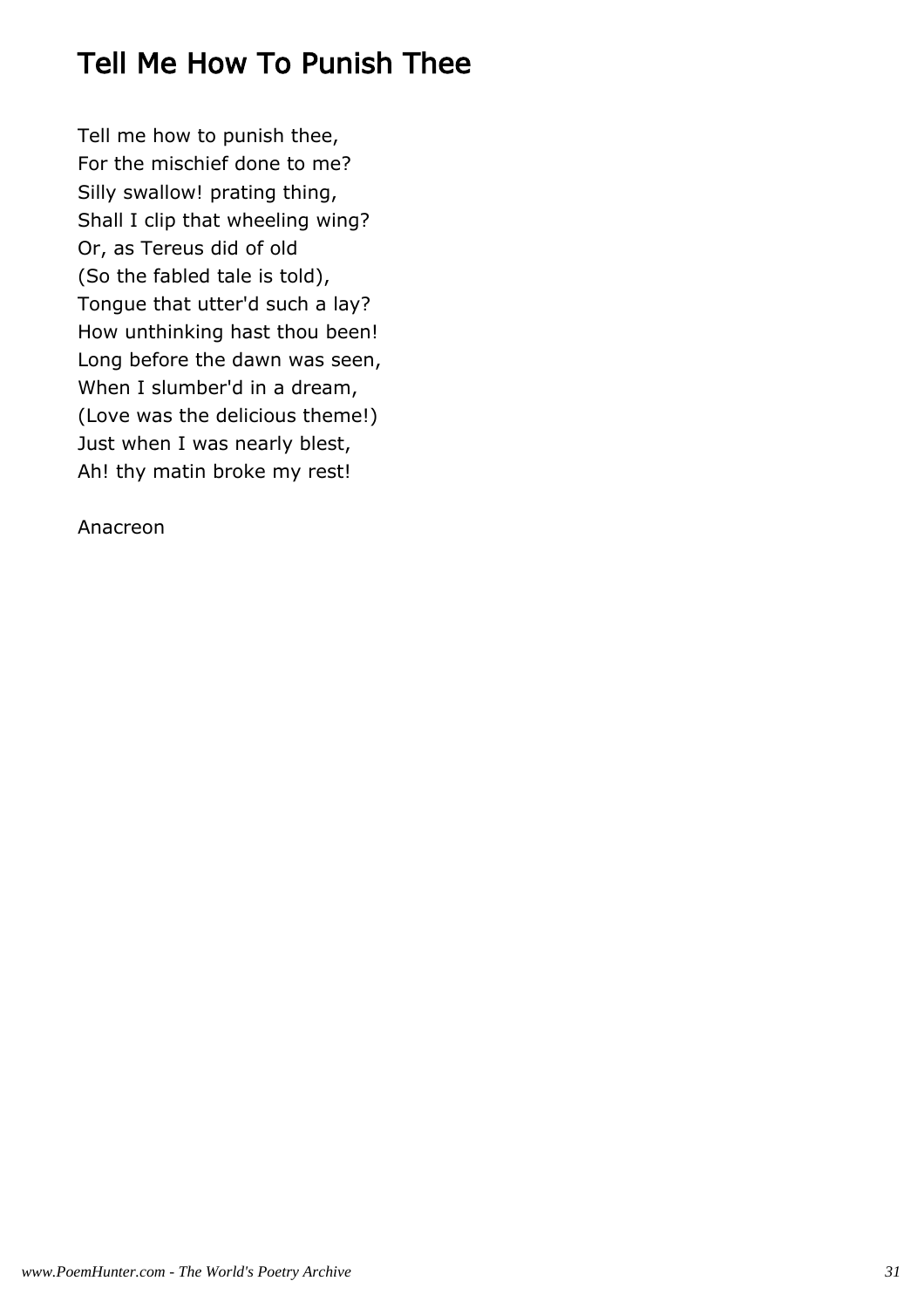# Tell Me How To Punish Thee

Tell me how to punish thee,  
For the mischief done to me?  
Silly swallow! prating thing,  
Shall I clip that wheeling wing?  
Or, as Tereus did of old  
(So the fabled tale is told),  
Tongue that utter'd such a lay?  
How unthinking hast thou been!  
Long before the dawn was seen,  
When I slumber'd in a dream,  
(Love was the delicious theme!)  
Just when I was nearly blest,  
Ah! thy matin broke my rest!

Anacreon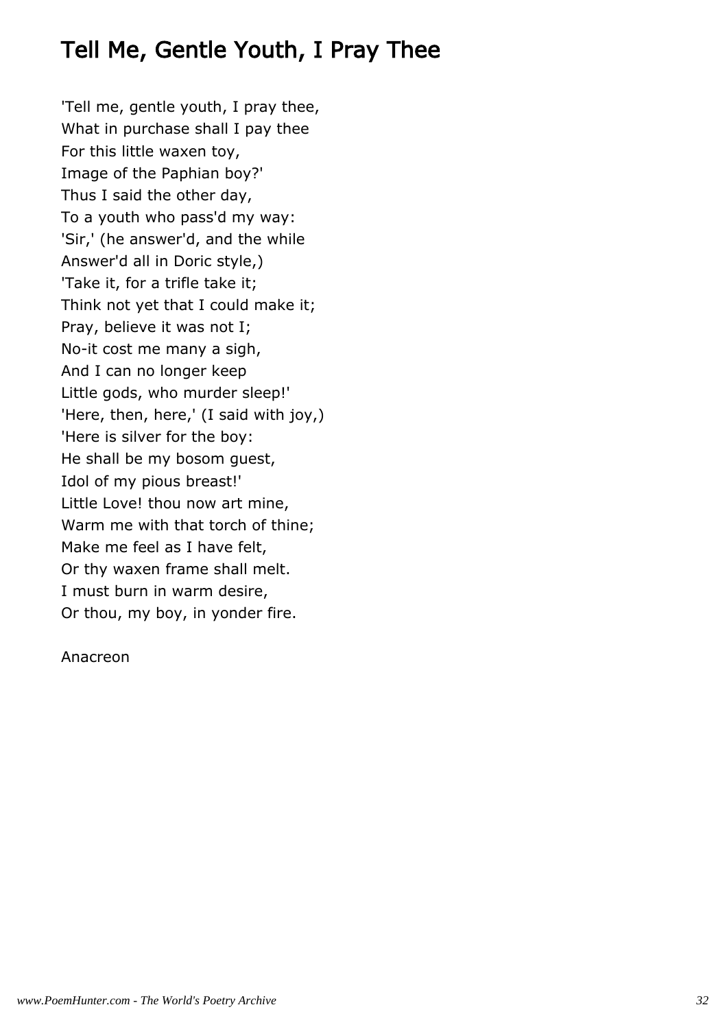# Tell Me, Gentle Youth, I Pray Thee

'Tell me, gentle youth, I pray thee,  
What in purchase shall I pay thee  
For this little waxen toy,  
Image of the Paphian boy?'  
Thus I said the other day,  
To a youth who pass'd my way:  
'Sir,' (he answer'd, and the while  
Answer'd all in Doric style,)  
'Take it, for a trifle take it;  
Think not yet that I could make it;  
Pray, believe it was not I;  
No-it cost me many a sigh,  
And I can no longer keep  
Little gods, who murder sleep!'  
'Here, then, here,' (I said with joy,)  
'Here is silver for the boy:  
He shall be my bosom guest,  
Idol of my pious breast!'  
Little Love! thou now art mine,  
Warm me with that torch of thine;  
Make me feel as I have felt,  
Or thy waxen frame shall melt.  
I must burn in warm desire,  
Or thou, my boy, in yonder fire.

Anacreon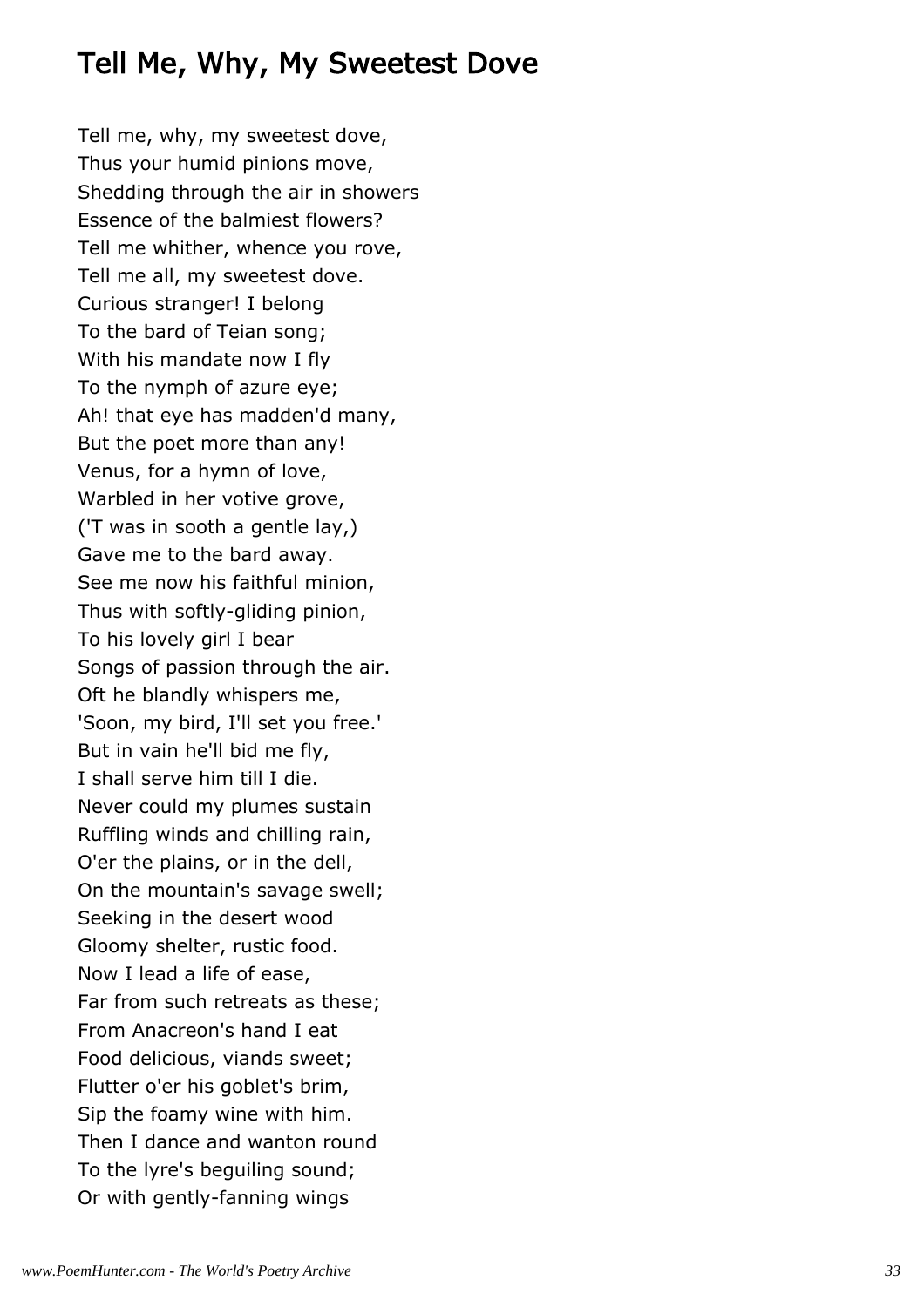## Tell Me, Why, My Sweetest Dove

Tell me, why, my sweetest dove,
Thus your humid pinions move,
Shedding through the air in showers
Essence of the balmiest flowers?
Tell me whither, whence you rove,
Tell me all, my sweetest dove.
Curious stranger! I belong
To the bard of Teian song;
With his mandate now I fly
To the nymph of azure eye;
Ah! that eye has madden'd many,
But the poet more than any!
Venus, for a hymn of love,
Warbled in her votive grove,
('T was in sooth a gentle lay,)
Gave me to the bard away.
See me now his faithful minion,
Thus with softly-gliding pinion,
To his lovely girl I bear
Songs of passion through the air.
Oft he blandly whispers me,
'Soon, my bird, I'll set you free.'
But in vain he'll bid me fly,
I shall serve him till I die.
Never could my plumes sustain
Ruffling winds and chilling rain,
O'er the plains, or in the dell,
On the mountain's savage swell;
Seeking in the desert wood
Gloomy shelter, rustic food.
Now I lead a life of ease,
Far from such retreats as these;
From Anacreon's hand I eat
Food delicious, viands sweet;
Flutter o'er his goblet's brim,
Sip the foamy wine with him.
Then I dance and wanton round
To the lyre's beguiling sound;
Or with gently-fanning wings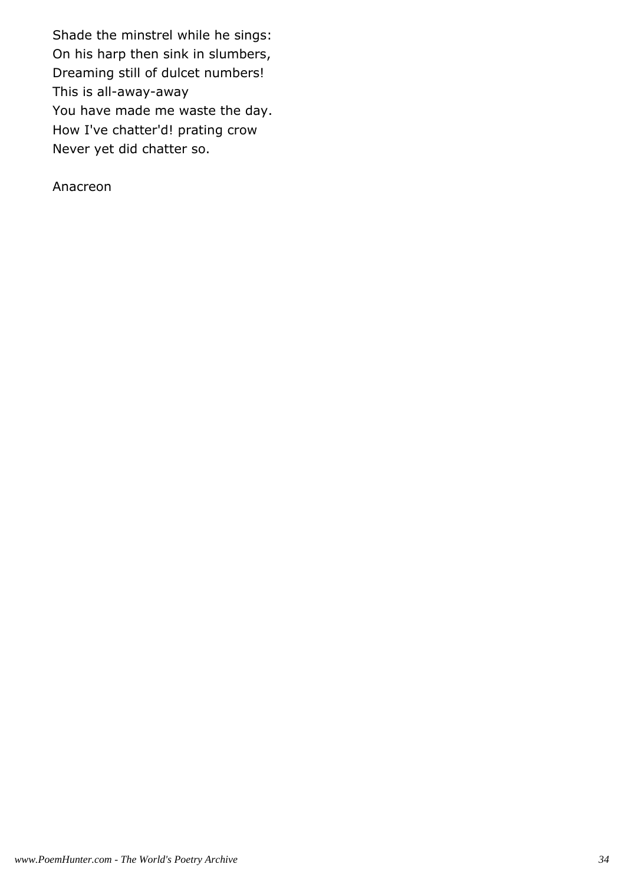Shade the minstrel while he sings:
On his harp then sink in slumbers,
Dreaming still of dulcet numbers!
This is all-away-away
You have made me waste the day.
How I've chatter'd! prating crow
Never yet did chatter so.

Anacreon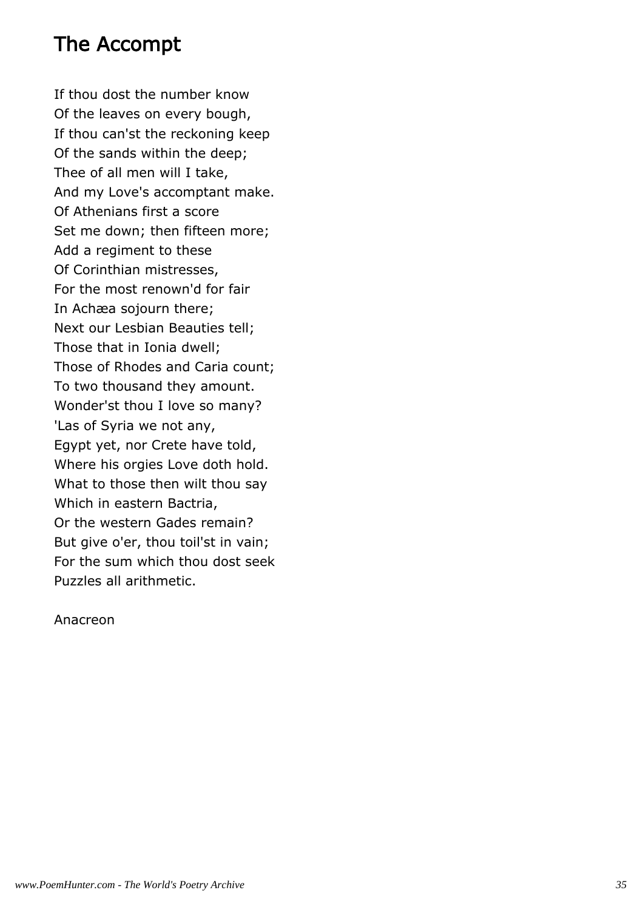# The Accompt

If thou dost the number know
Of the leaves on every bough,
If thou can'st the reckoning keep
Of the sands within the deep;
Thee of all men will I take,
And my Love's accomptant make.
Of Athenians first a score
Set me down; then fifteen more;
Add a regiment to these
Of Corinthian mistresses,
For the most renown'd for fair
In Achæa sojourn there;
Next our Lesbian Beauties tell;
Those that in Ionia dwell;
Those of Rhodes and Caria count;
To two thousand they amount.
Wonder'st thou I love so many?
'Las of Syria we not any,
Egypt yet, nor Crete have told,
Where his orgies Love doth hold.
What to those then wilt thou say
Which in eastern Bactria,
Or the western Gades remain?
But give o'er, thou toil'st in vain;
For the sum which thou dost seek
Puzzles all arithmetic.

Anacreon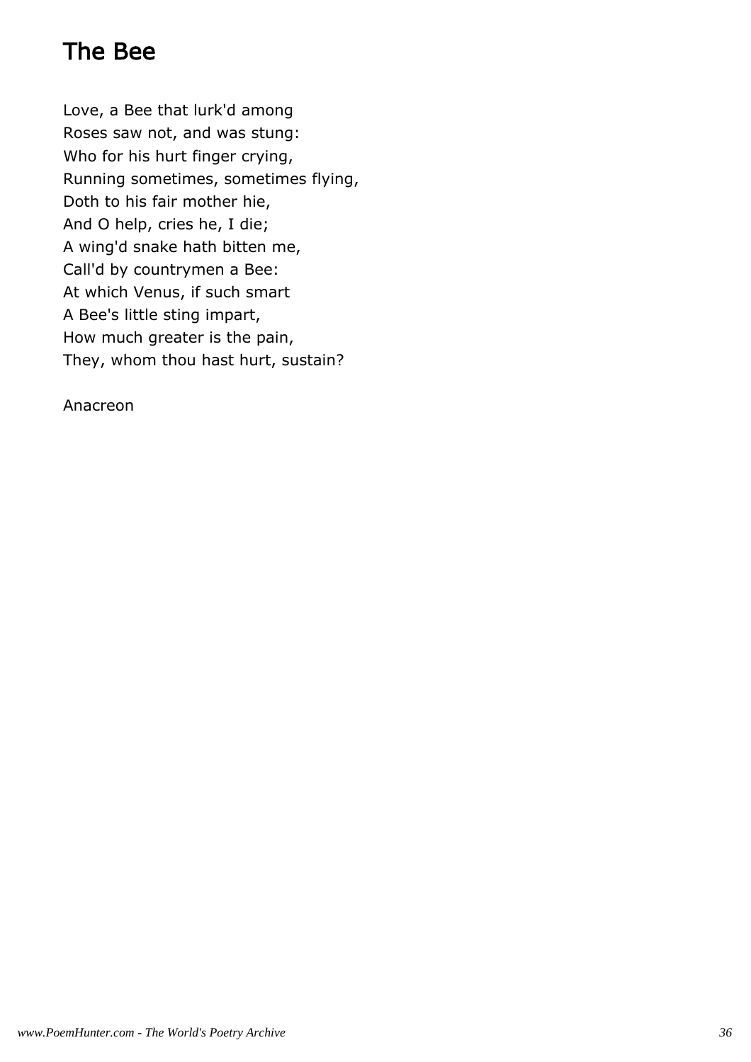## The Bee

Love, a Bee that lurk'd among
Roses saw not, and was stung:
Who for his hurt finger crying,
Running sometimes, sometimes flying,
Doth to his fair mother hie,
And O help, cries he, I die;
A wing'd snake hath bitten me,
Call'd by countrymen a Bee:
At which Venus, if such smart
A Bee's little sting impart,
How much greater is the pain,
They, whom thou hast hurt, sustain?

Anacreon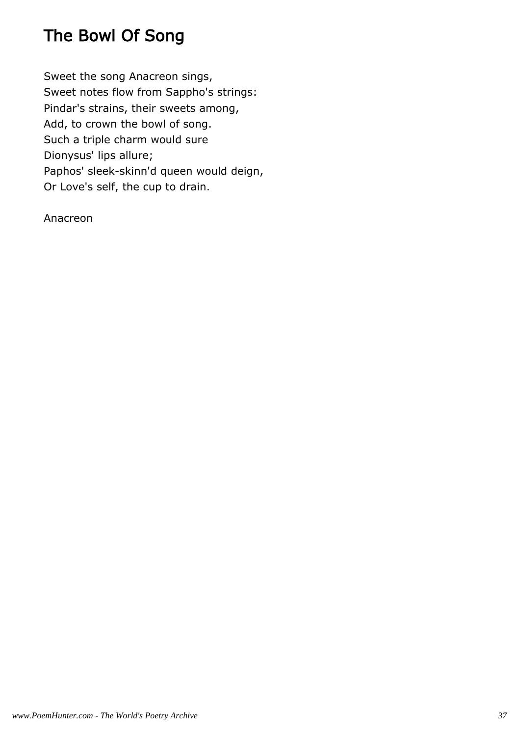# The Bowl Of Song

Sweet the song Anacreon sings,  
Sweet notes flow from Sappho's strings:  
Pindar's strains, their sweets among,  
Add, to crown the bowl of song.  
Such a triple charm would sure  
Dionysus' lips allure;  
Paphos' sleek-skinn'd queen would deign,  
Or Love's self, the cup to drain.

Anacreon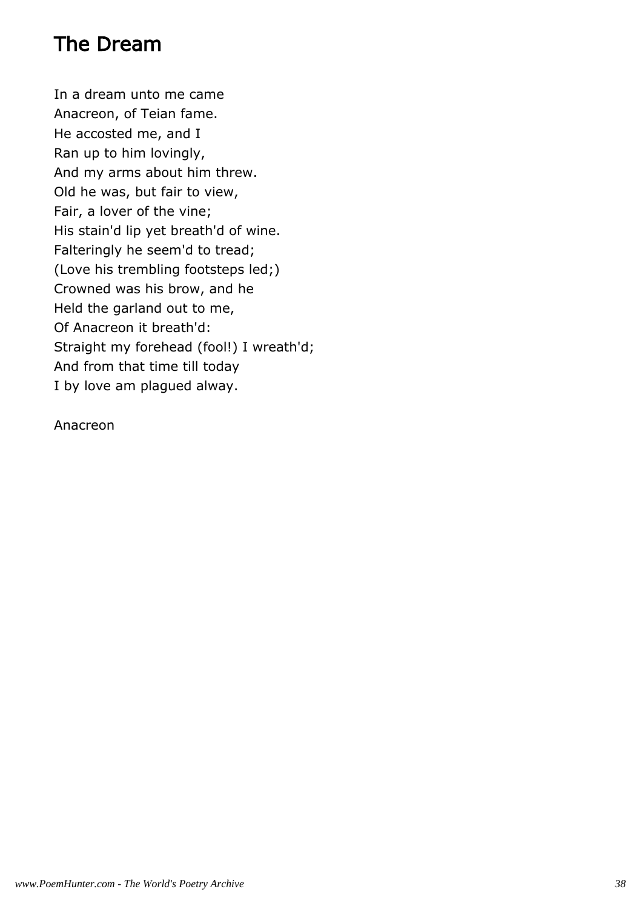## The Dream

In a dream unto me came  
Anacreon, of Teian fame.  
He accosted me, and I  
Ran up to him lovingly,  
And my arms about him threw.  
Old he was, but fair to view,  
Fair, a lover of the vine;  
His stain'd lip yet breath'd of wine.  
Falteringly he seem'd to tread;  
(Love his trembling footsteps led;)  
Crowned was his brow, and he  
Held the garland out to me,  
Of Anacreon it breath'd:  
Straight my forehead (fool!) I wreath'd;  
And from that time till today  
I by love am plagued alway.

Anacreon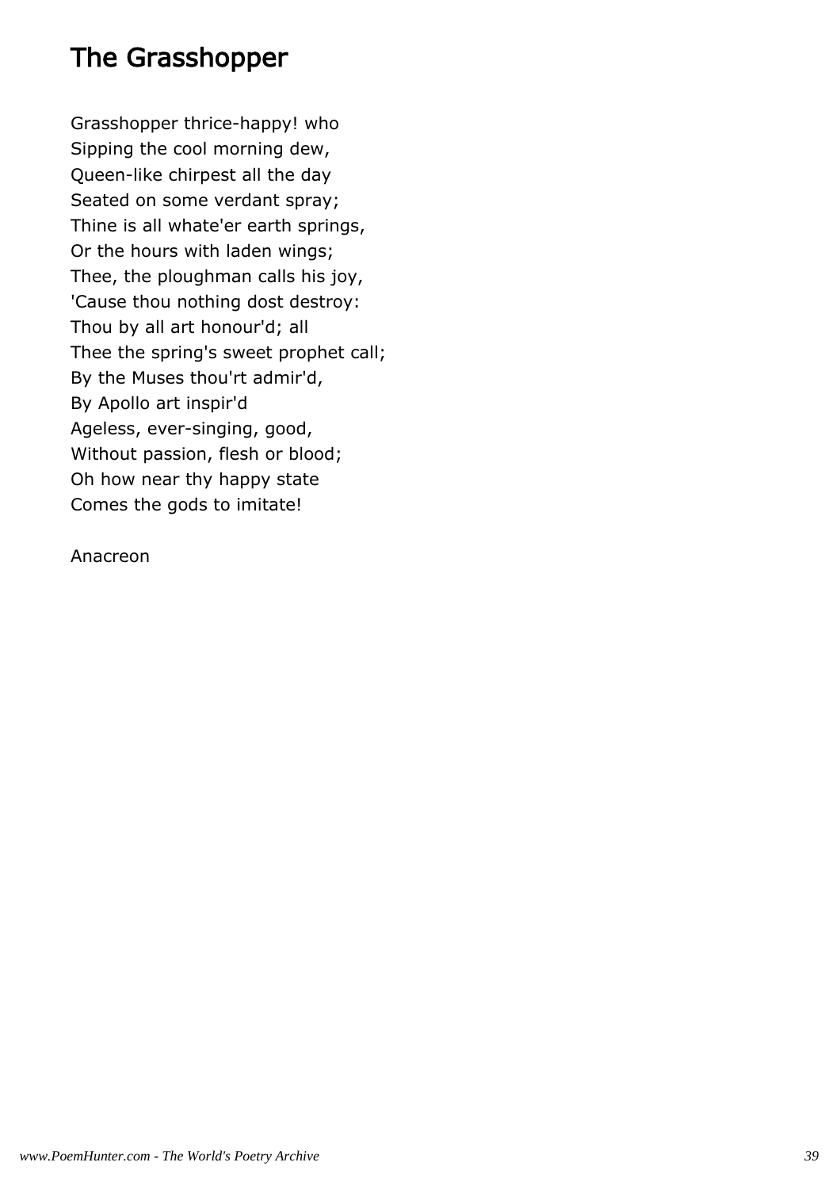# The Grasshopper

Grasshopper thrice-happy! who  
Sipping the cool morning dew,  
Queen-like chirpest all the day  
Seated on some verdant spray;  
Thine is all whate'er earth springs,  
Or the hours with laden wings;  
Thee, the ploughman calls his joy,  
'Cause thou nothing dost destroy:  
Thou by all art honour'd; all  
Thee the spring's sweet prophet call;  
By the Muses thou'rt admir'd,  
By Apollo art inspir'd  
Ageless, ever-singing, good,  
Without passion, flesh or blood;  
Oh how near thy happy state  
Comes the gods to imitate!

Anacreon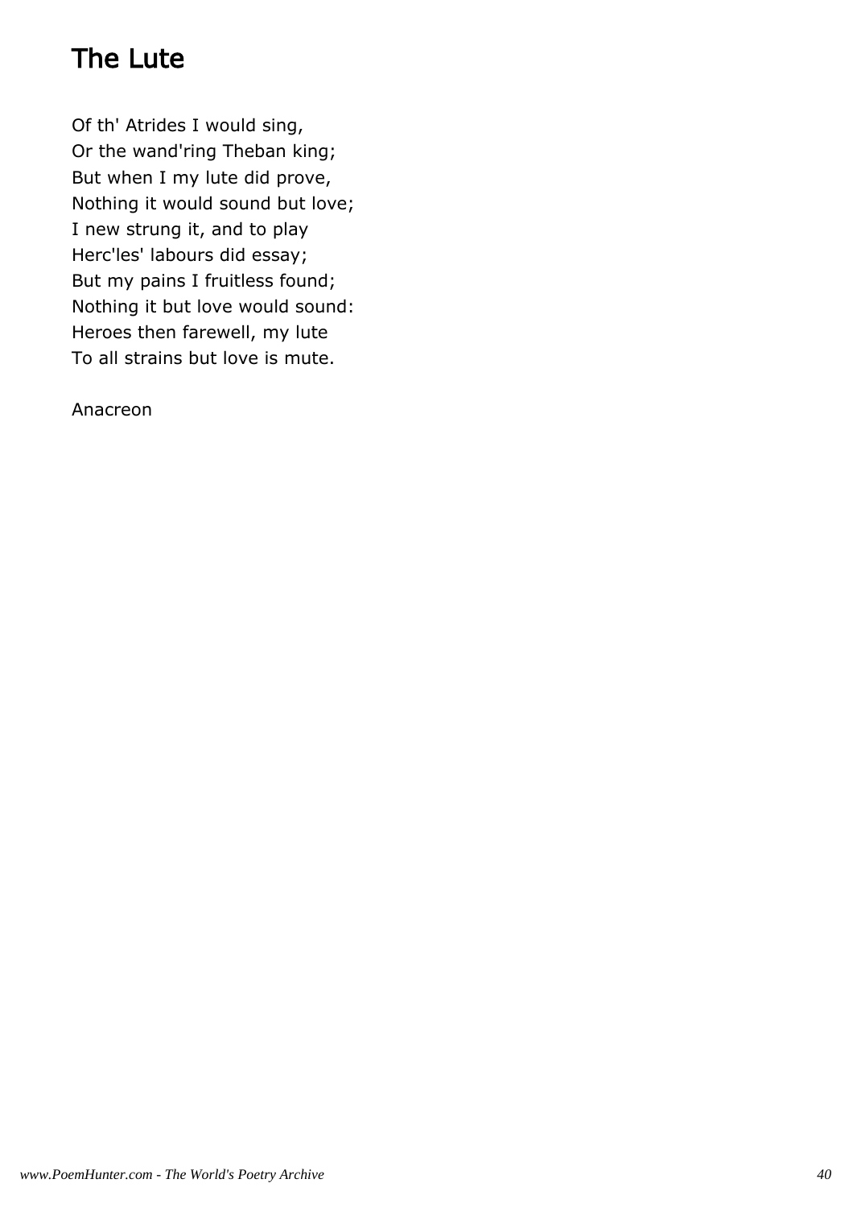# The Lute

Of th' Atrides I would sing,  
Or the wand'ring Theban king;  
But when I my lute did prove,  
Nothing it would sound but love;  
I new strung it, and to play  
Herc'les' labours did essay;  
But my pains I fruitless found;  
Nothing it but love would sound:  
Heroes then farewell, my lute  
To all strains but love is mute.

Anacreon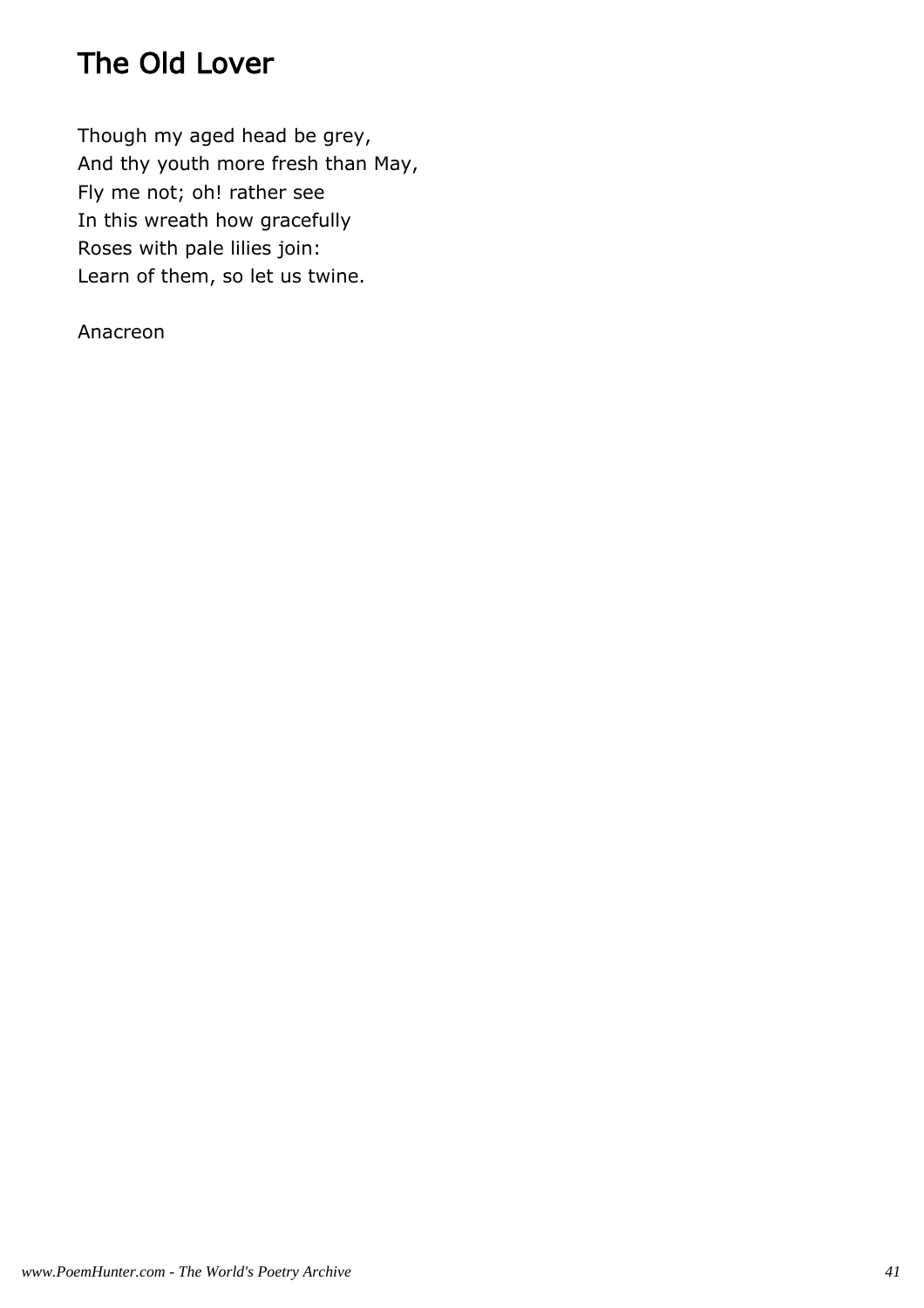# The Old Lover

Though my aged head be grey,
And thy youth more fresh than May,
Fly me not; oh! rather see
In this wreath how gracefully
Roses with pale lilies join:
Learn of them, so let us twine.

Anacreon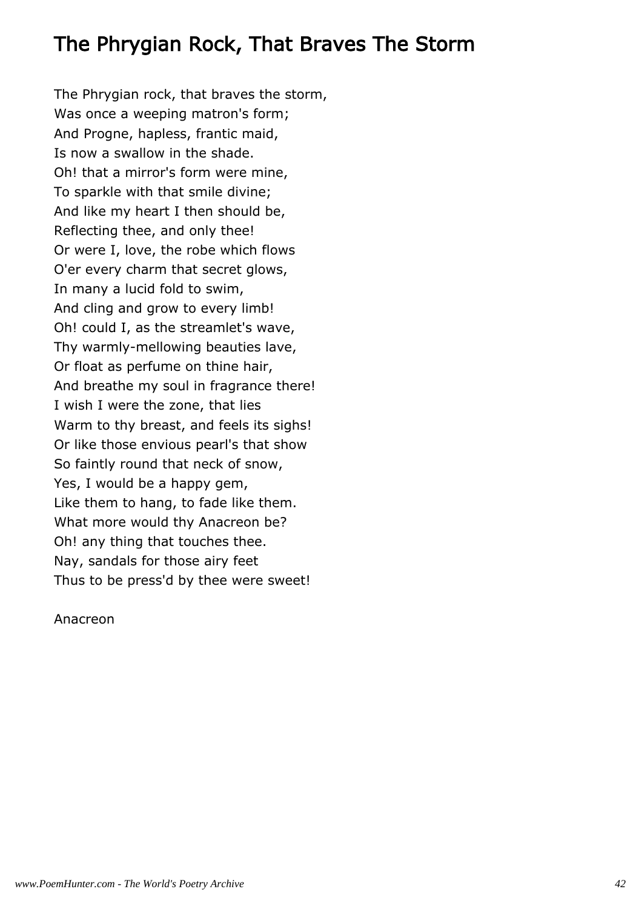# The Phrygian Rock, That Braves The Storm

The Phrygian rock, that braves the storm,  
Was once a weeping matron's form;  
And Progne, hapless, frantic maid,  
Is now a swallow in the shade.  
Oh! that a mirror's form were mine,  
To sparkle with that smile divine;  
And like my heart I then should be,  
Reflecting thee, and only thee!  
Or were I, love, the robe which flows  
O'er every charm that secret glows,  
In many a lucid fold to swim,  
And cling and grow to every limb!  
Oh! could I, as the streamlet's wave,  
Thy warmly-mellowing beauties lave,  
Or float as perfume on thine hair,  
And breathe my soul in fragrance there!  
I wish I were the zone, that lies  
Warm to thy breast, and feels its sighs!  
Or like those envious pearl's that show  
So faintly round that neck of snow,  
Yes, I would be a happy gem,  
Like them to hang, to fade like them.  
What more would thy Anacreon be?  
Oh! any thing that touches thee.  
Nay, sandals for those airy feet  
Thus to be press'd by thee were sweet!

Anacreon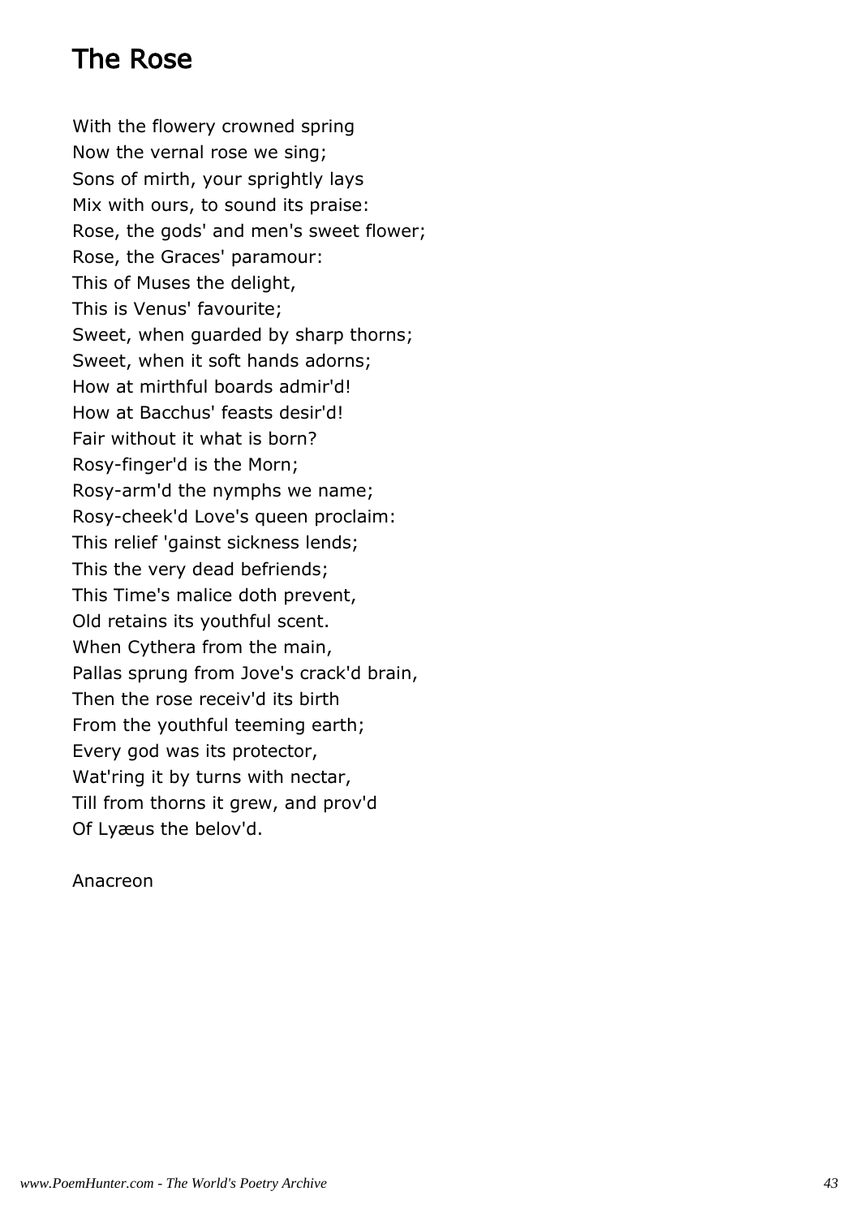## The Rose

With the flowery crowned spring
Now the vernal rose we sing;
Sons of mirth, your sprightly lays
Mix with ours, to sound its praise:
Rose, the gods' and men's sweet flower;
Rose, the Graces' paramour:
This of Muses the delight,
This is Venus' favourite;
Sweet, when guarded by sharp thorns;
Sweet, when it soft hands adorns;
How at mirthful boards admir'd!
How at Bacchus' feasts desir'd!
Fair without it what is born?
Rosy-finger'd is the Morn;
Rosy-arm'd the nymphs we name;
Rosy-cheek'd Love's queen proclaim:
This relief 'gainst sickness lends;
This the very dead befriends;
This Time's malice doth prevent,
Old retains its youthful scent.
When Cythera from the main,
Pallas sprung from Jove's crack'd brain,
Then the rose receiv'd its birth
From the youthful teeming earth;
Every god was its protector,
Wat'ring it by turns with nectar,
Till from thorns it grew, and prov'd
Of Lyæus the belov'd.

Anacreon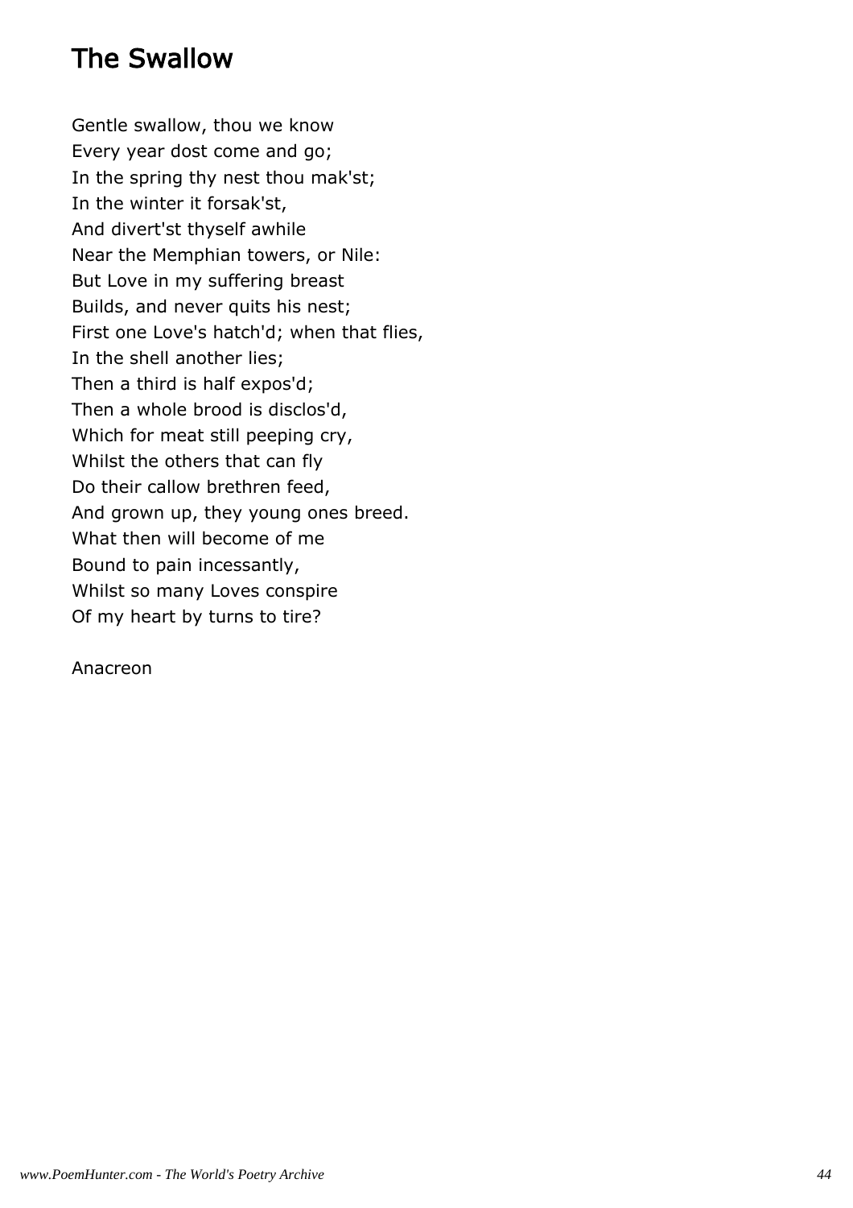## The Swallow

Gentle swallow, thou we know
Every year dost come and go;
In the spring thy nest thou mak'st;
In the winter it forsak'st,
And divert'st thyself awhile
Near the Memphian towers, or Nile:
But Love in my suffering breast
Builds, and never quits his nest;
First one Love's hatch'd; when that flies,
In the shell another lies;
Then a third is half expos'd;
Then a whole brood is disclos'd,
Which for meat still peeping cry,
Whilst the others that can fly
Do their callow brethren feed,
And grown up, they young ones breed.
What then will become of me
Bound to pain incessantly,
Whilst so many Loves conspire
Of my heart by turns to tire?

Anacreon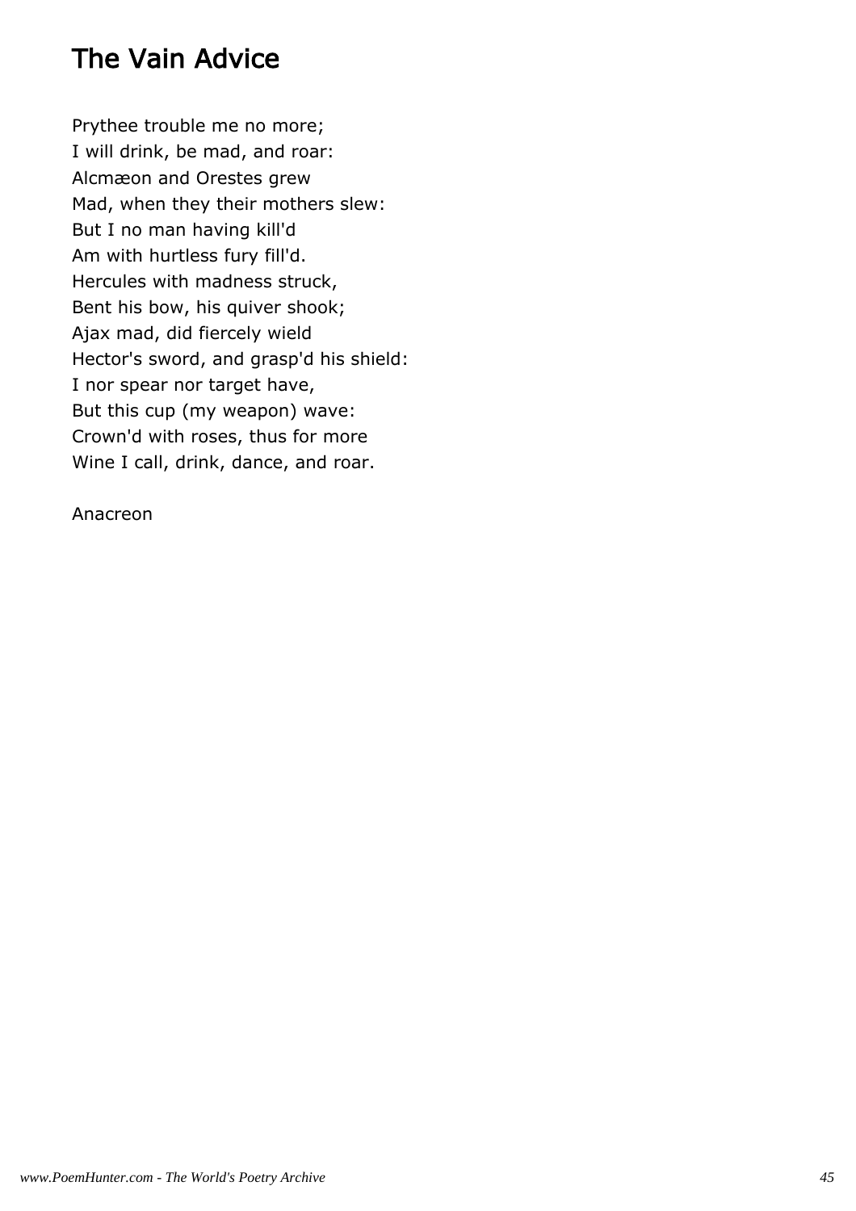# The Vain Advice

Prythee trouble me no more;  
I will drink, be mad, and roar:  
Alcmæon and Orestes grew  
Mad, when they their mothers slew:  
But I no man having kill'd  
Am with hurtless fury fill'd.  
Hercules with madness struck,  
Bent his bow, his quiver shook;  
Ajax mad, did fiercely wield  
Hector's sword, and grasp'd his shield:  
I nor spear nor target have,  
But this cup (my weapon) wave:  
Crown'd with roses, thus for more  
Wine I call, drink, dance, and roar.

Anacreon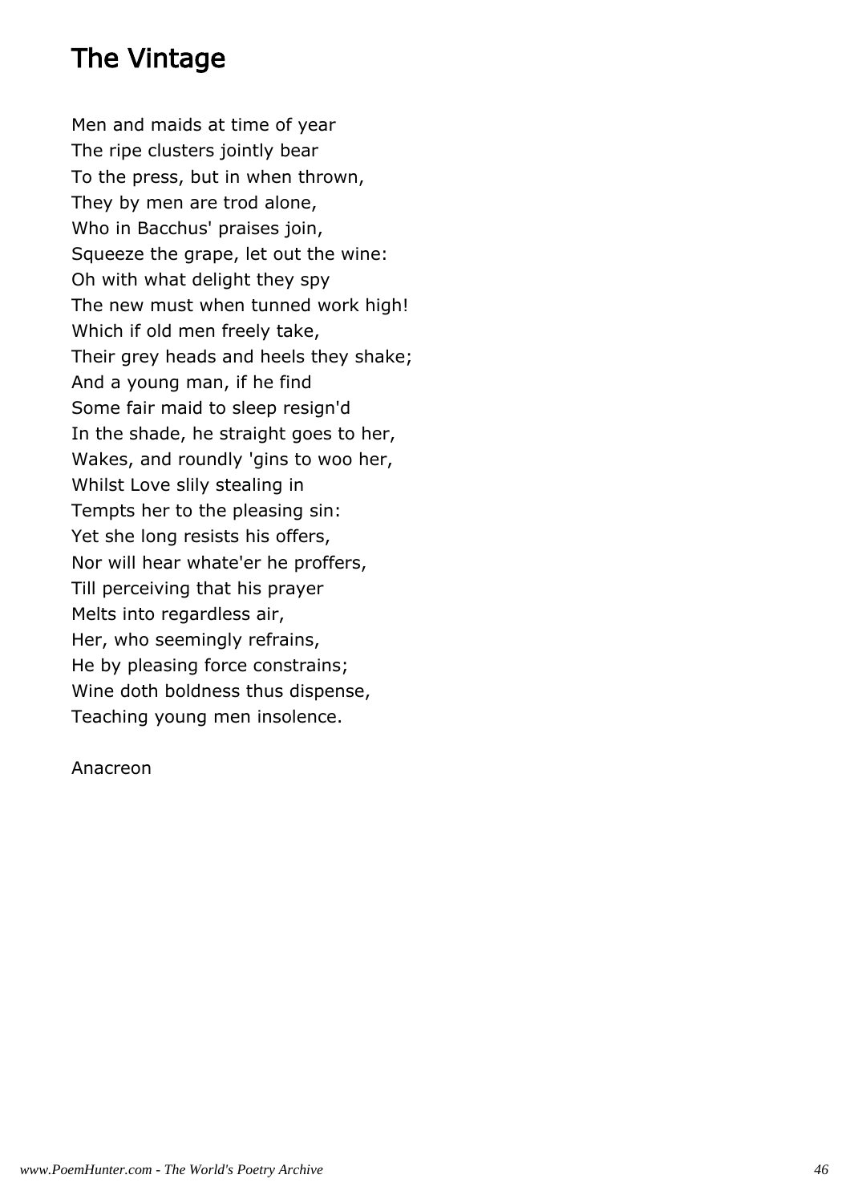## The Vintage

Men and maids at time of year
The ripe clusters jointly bear
To the press, but in when thrown,
They by men are trod alone,
Who in Bacchus' praises join,
Squeeze the grape, let out the wine:
Oh with what delight they spy
The new must when tunned work high!
Which if old men freely take,
Their grey heads and heels they shake;
And a young man, if he find
Some fair maid to sleep resign'd
In the shade, he straight goes to her,
Wakes, and roundly 'gins to woo her,
Whilst Love slily stealing in
Tempts her to the pleasing sin:
Yet she long resists his offers,
Nor will hear whate'er he proffers,
Till perceiving that his prayer
Melts into regardless air,
Her, who seemingly refrains,
He by pleasing force constrains;
Wine doth boldness thus dispense,
Teaching young men insolence.

Anacreon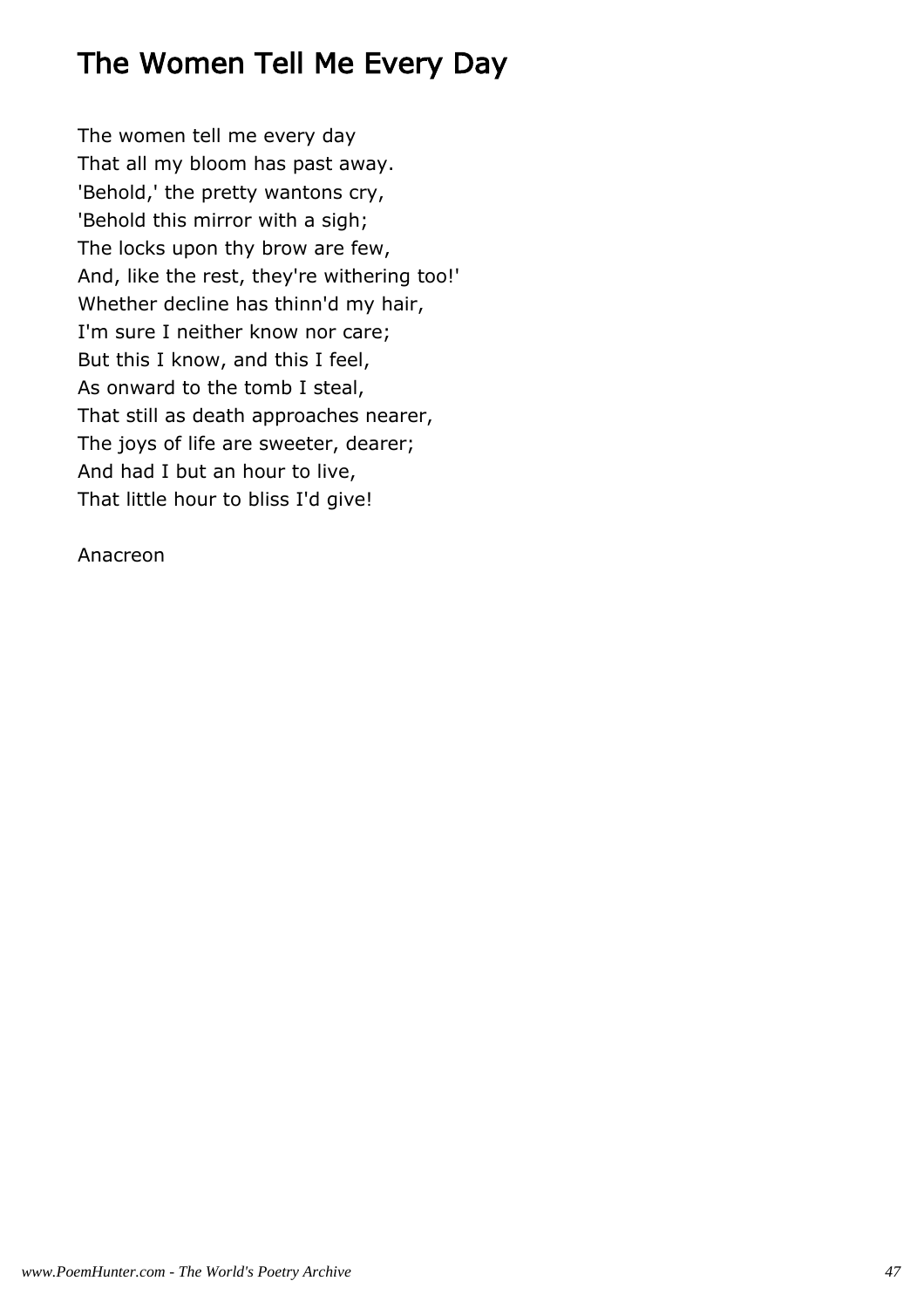# The Women Tell Me Every Day

The women tell me every day  
That all my bloom has past away.  
'Behold,' the pretty wantons cry,  
'Behold this mirror with a sigh;  
The locks upon thy brow are few,  
And, like the rest, they're withering too!'  
Whether decline has thinn'd my hair,  
I'm sure I neither know nor care;  
But this I know, and this I feel,  
As onward to the tomb I steal,  
That still as death approaches nearer,  
The joys of life are sweeter, dearer;  
And had I but an hour to live,  
That little hour to bliss I'd give!

Anacreon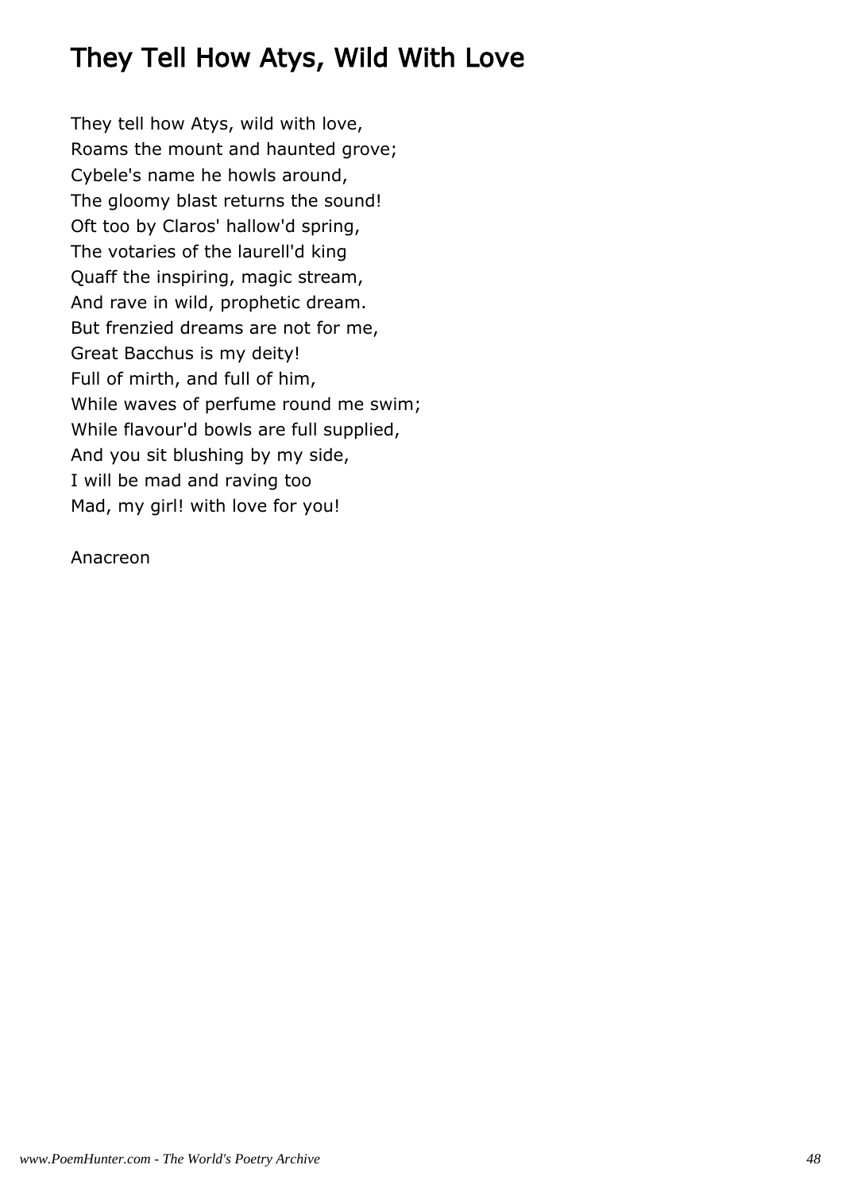## They Tell How Atys, Wild With Love

They tell how Atys, wild with love,  
Roams the mount and haunted grove;  
Cybele's name he howls around,  
The gloomy blast returns the sound!  
Oft too by Claros' hallow'd spring,  
The votaries of the laurell'd king  
Quaff the inspiring, magic stream,  
And rave in wild, prophetic dream.  
But frenzied dreams are not for me,  
Great Bacchus is my deity!  
Full of mirth, and full of him,  
While waves of perfume round me swim;  
While flavour'd bowls are full supplied,  
And you sit blushing by my side,  
I will be mad and raving too  
Mad, my girl! with love for you!

Anacreon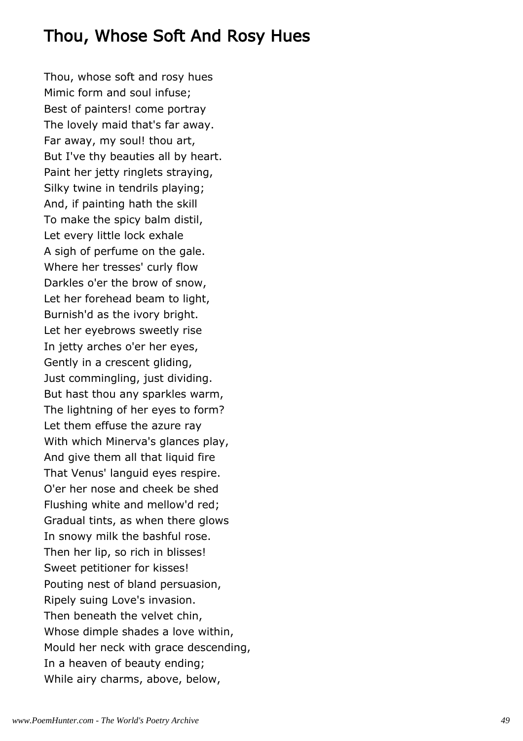# Thou, Whose Soft And Rosy Hues

Thou, whose soft and rosy hues  
Mimic form and soul infuse;  
Best of painters! come portray  
The lovely maid that's far away.  
Far away, my soul! thou art,  
But I've thy beauties all by heart.  
Paint her jetty ringlets straying,  
Silky twine in tendrils playing;  
And, if painting hath the skill  
To make the spicy balm distil,  
Let every little lock exhale  
A sigh of perfume on the gale.  
Where her tresses' curly flow  
Darkles o'er the brow of snow,  
Let her forehead beam to light,  
Burnish'd as the ivory bright.  
Let her eyebrows sweetly rise  
In jetty arches o'er her eyes,  
Gently in a crescent gliding,  
Just commingling, just dividing.  
But hast thou any sparkles warm,  
The lightning of her eyes to form?  
Let them effuse the azure ray  
With which Minerva's glances play,  
And give them all that liquid fire  
That Venus' languid eyes respire.  
O'er her nose and cheek be shed  
Flushing white and mellow'd red;  
Gradual tints, as when there glows  
In snowy milk the bashful rose.  
Then her lip, so rich in blisses!  
Sweet petitioner for kisses!  
Pouting nest of bland persuasion,  
Ripely suing Love's invasion.  
Then beneath the velvet chin,  
Whose dimple shades a love within,  
Mould her neck with grace descending,  
In a heaven of beauty ending;  
While airy charms, above, below,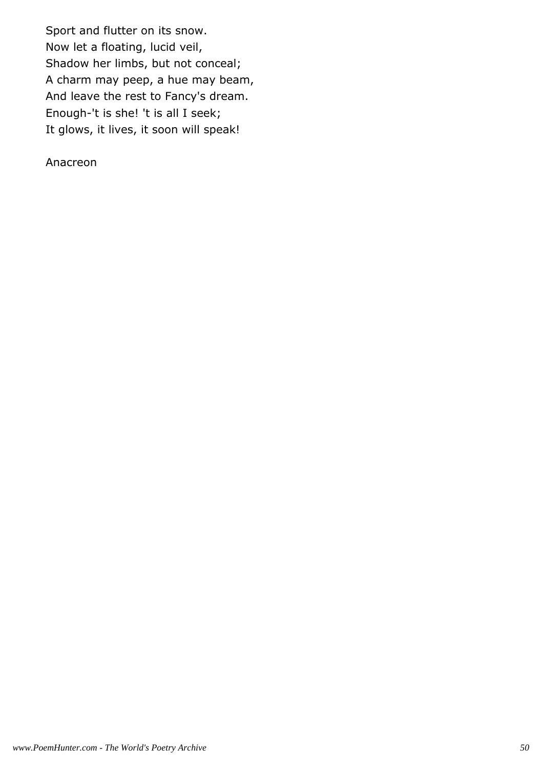Sport and flutter on its snow.  
Now let a floating, lucid veil,  
Shadow her limbs, but not conceal;  
A charm may peep, a hue may beam,  
And leave the rest to Fancy's dream.  
Enough-'t is she! 't is all I seek;  
It glows, it lives, it soon will speak!

Anacreon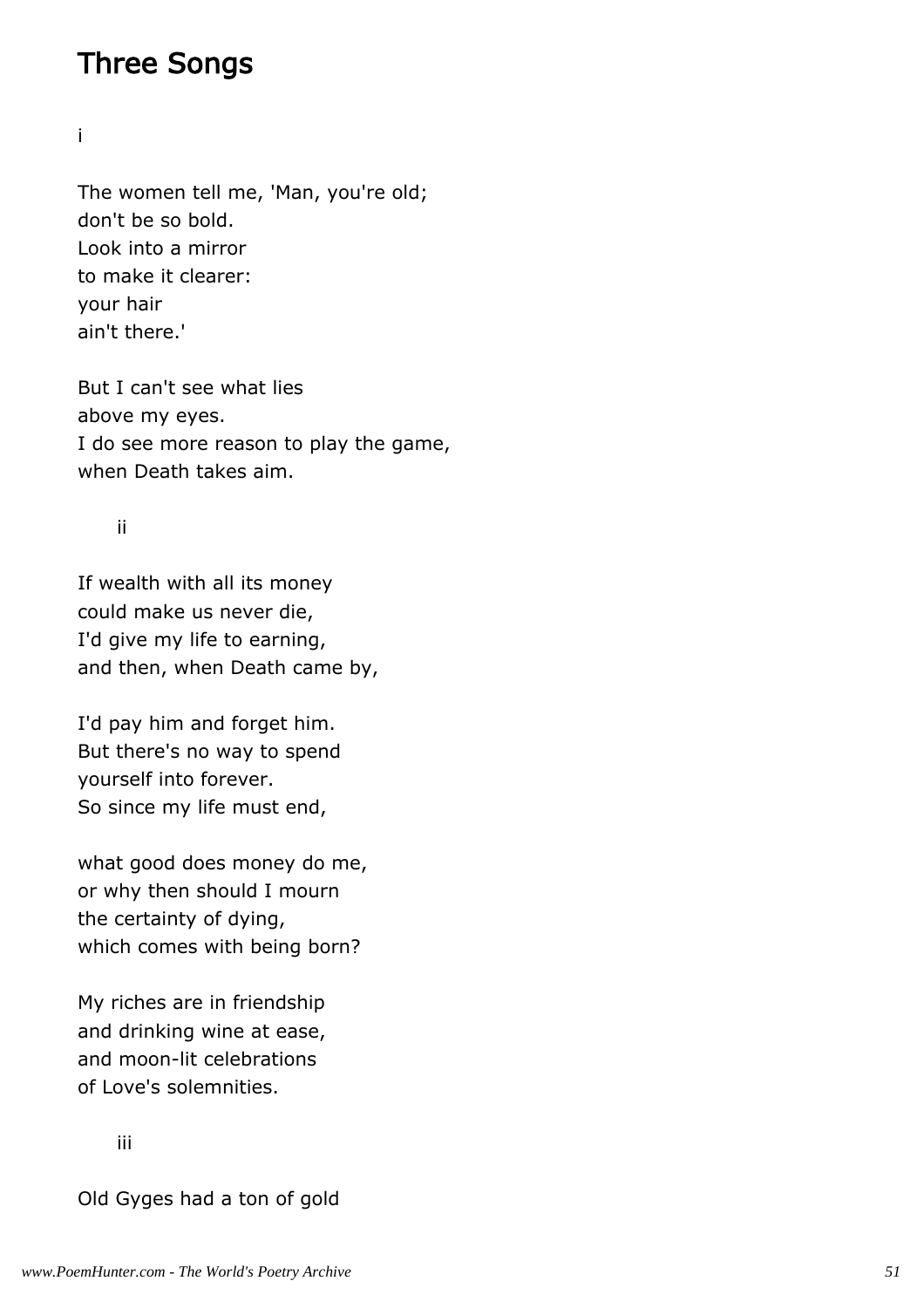# Three Songs

i

The women tell me, 'Man, you're old;  
don't be so bold.  
Look into a mirror  
to make it clearer:  
your hair  
ain't there.'

But I can't see what lies  
above my eyes.  
I do see more reason to play the game,  
when Death takes aim.

ii

If wealth with all its money  
could make us never die,  
I'd give my life to earning,  
and then, when Death came by,

I'd pay him and forget him.  
But there's no way to spend  
yourself into forever.  
So since my life must end,

what good does money do me,  
or why then should I mourn  
the certainty of dying,  
which comes with being born?

My riches are in friendship  
and drinking wine at ease,  
and moon-lit celebrations  
of Love's solemnities.

iii

Old Gyges had a ton of gold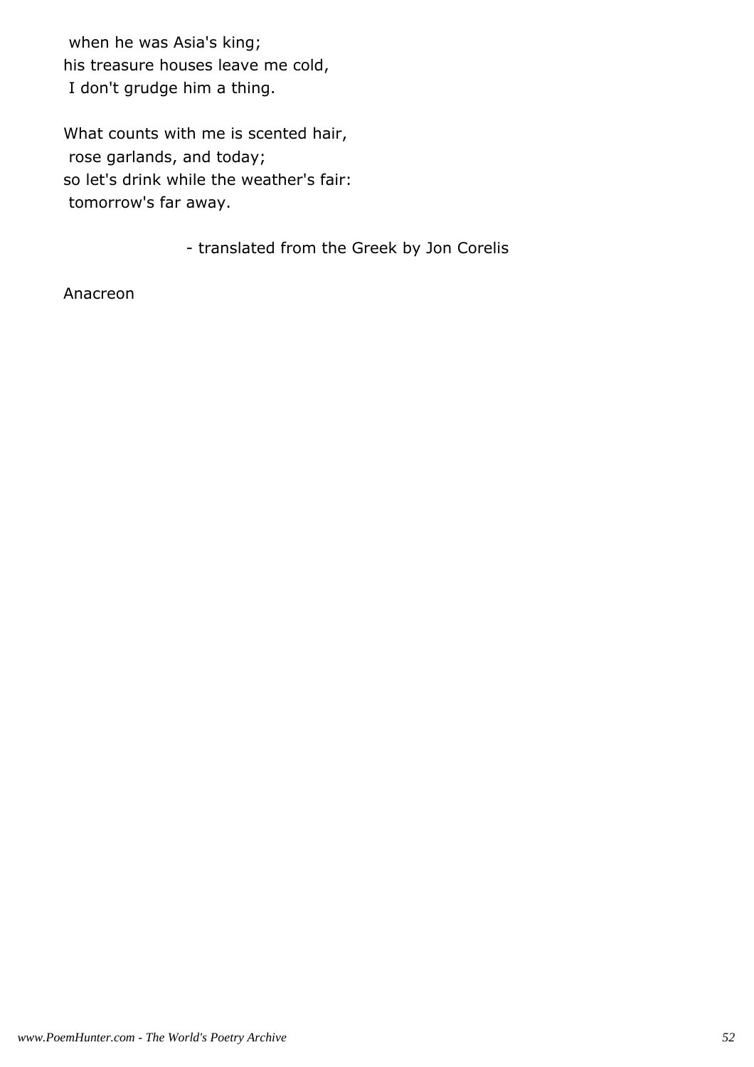when he was Asia's king;
his treasure houses leave me cold,
I don't grudge him a thing.

What counts with me is scented hair,
rose garlands, and today;
so let's drink while the weather's fair:
tomorrow's far away.

- translated from the Greek by Jon Corelis

Anacreon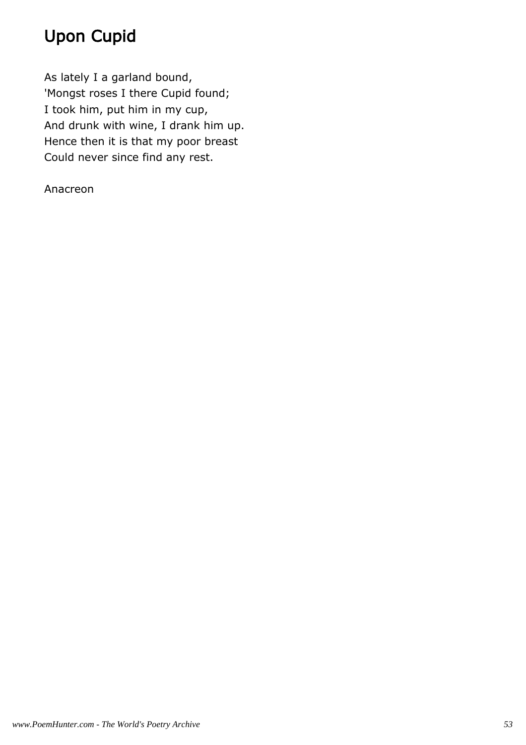# Upon Cupid

As lately I a garland bound,  
'Mongst roses I there Cupid found;  
I took him, put him in my cup,  
And drunk with wine, I drank him up.  
Hence then it is that my poor breast  
Could never since find any rest.

Anacreon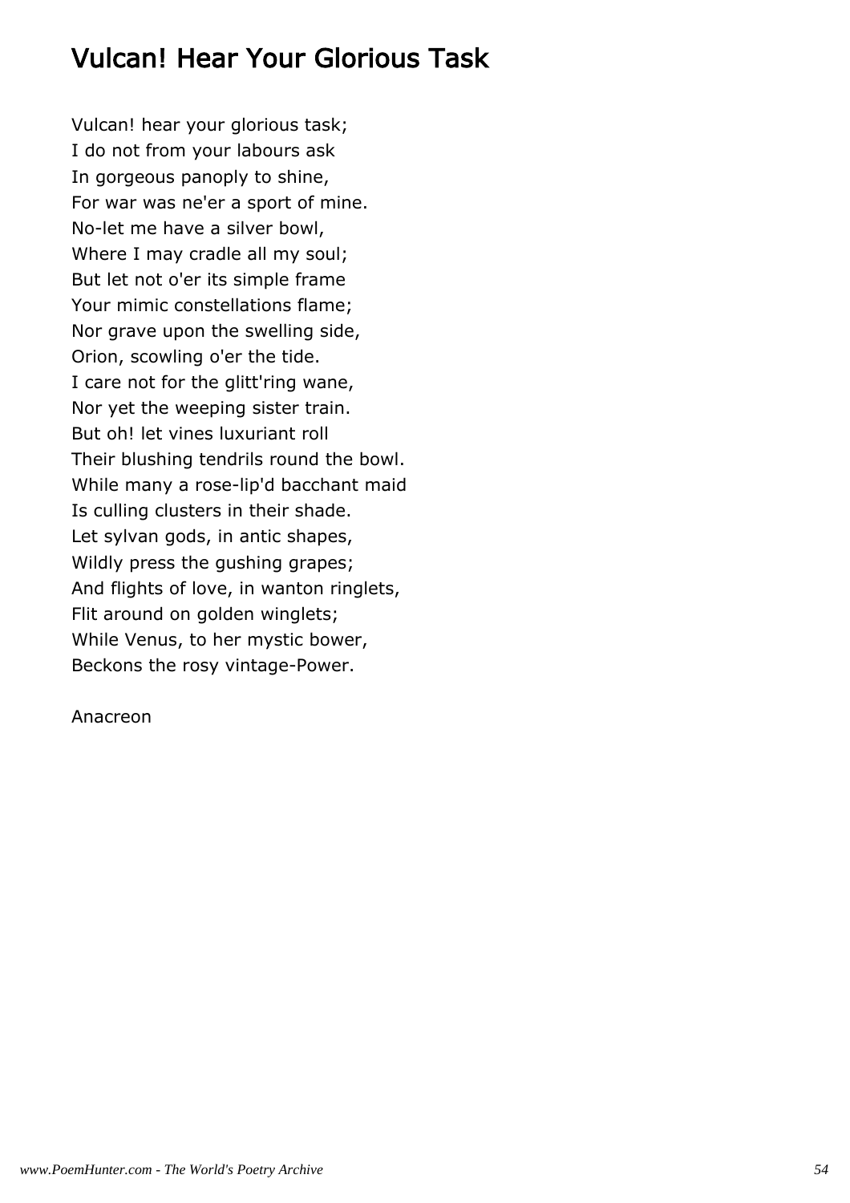# Vulcan! Hear Your Glorious Task

Vulcan! hear your glorious task;
I do not from your labours ask
In gorgeous panoply to shine,
For war was ne'er a sport of mine.
No-let me have a silver bowl,
Where I may cradle all my soul;
But let not o'er its simple frame
Your mimic constellations flame;
Nor grave upon the swelling side,
Orion, scowling o'er the tide.
I care not for the glitt'ring wane,
Nor yet the weeping sister train.
But oh! let vines luxuriant roll
Their blushing tendrils round the bowl.
While many a rose-lip'd bacchant maid
Is culling clusters in their shade.
Let sylvan gods, in antic shapes,
Wildly press the gushing grapes;
And flights of love, in wanton ringlets,
Flit around on golden winglets;
While Venus, to her mystic bower,
Beckons the rosy vintage-Power.

Anacreon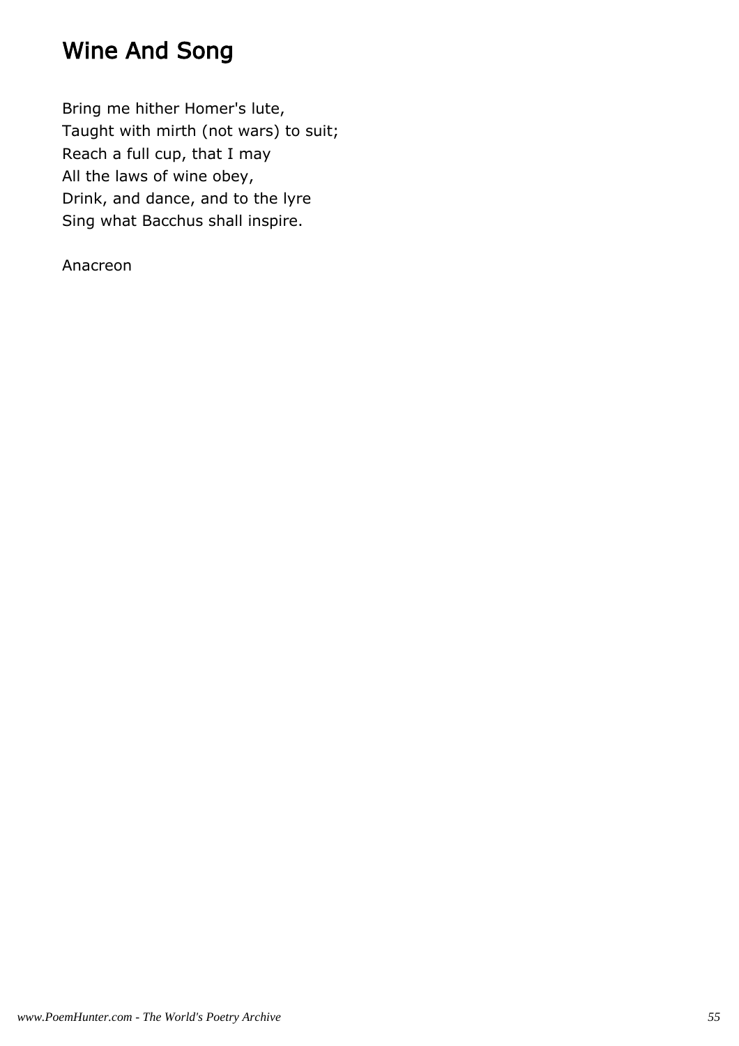# Wine And Song

Bring me hither Homer's lute,  
Taught with mirth (not wars) to suit;  
Reach a full cup, that I may  
All the laws of wine obey,  
Drink, and dance, and to the lyre  
Sing what Bacchus shall inspire.

Anacreon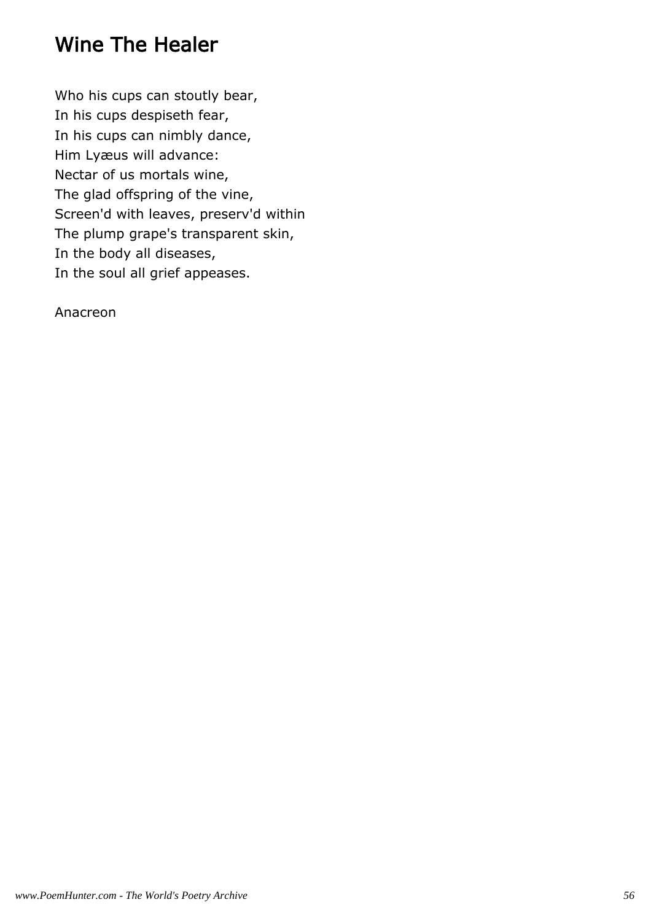## Wine The Healer

Who his cups can stoutly bear,  
In his cups despiseth fear,  
In his cups can nimbly dance,  
Him Lyæus will advance:  
Nectar of us mortals wine,  
The glad offspring of the vine,  
Screen'd with leaves, preserv'd within  
The plump grape's transparent skin,  
In the body all diseases,  
In the soul all grief appeases.

Anacreon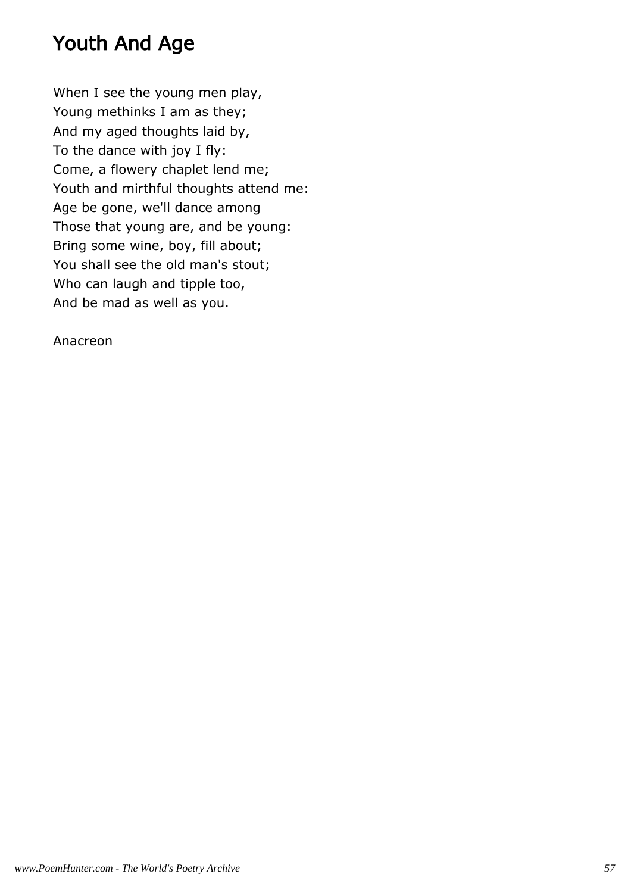# Youth And Age

When I see the young men play,  
Young methinks I am as they;  
And my aged thoughts laid by,  
To the dance with joy I fly:  
Come, a flowery chaplet lend me;  
Youth and mirthful thoughts attend me:  
Age be gone, we'll dance among  
Those that young are, and be young:  
Bring some wine, boy, fill about;  
You shall see the old man's stout;  
Who can laugh and tipple too,  
And be mad as well as you.

Anacreon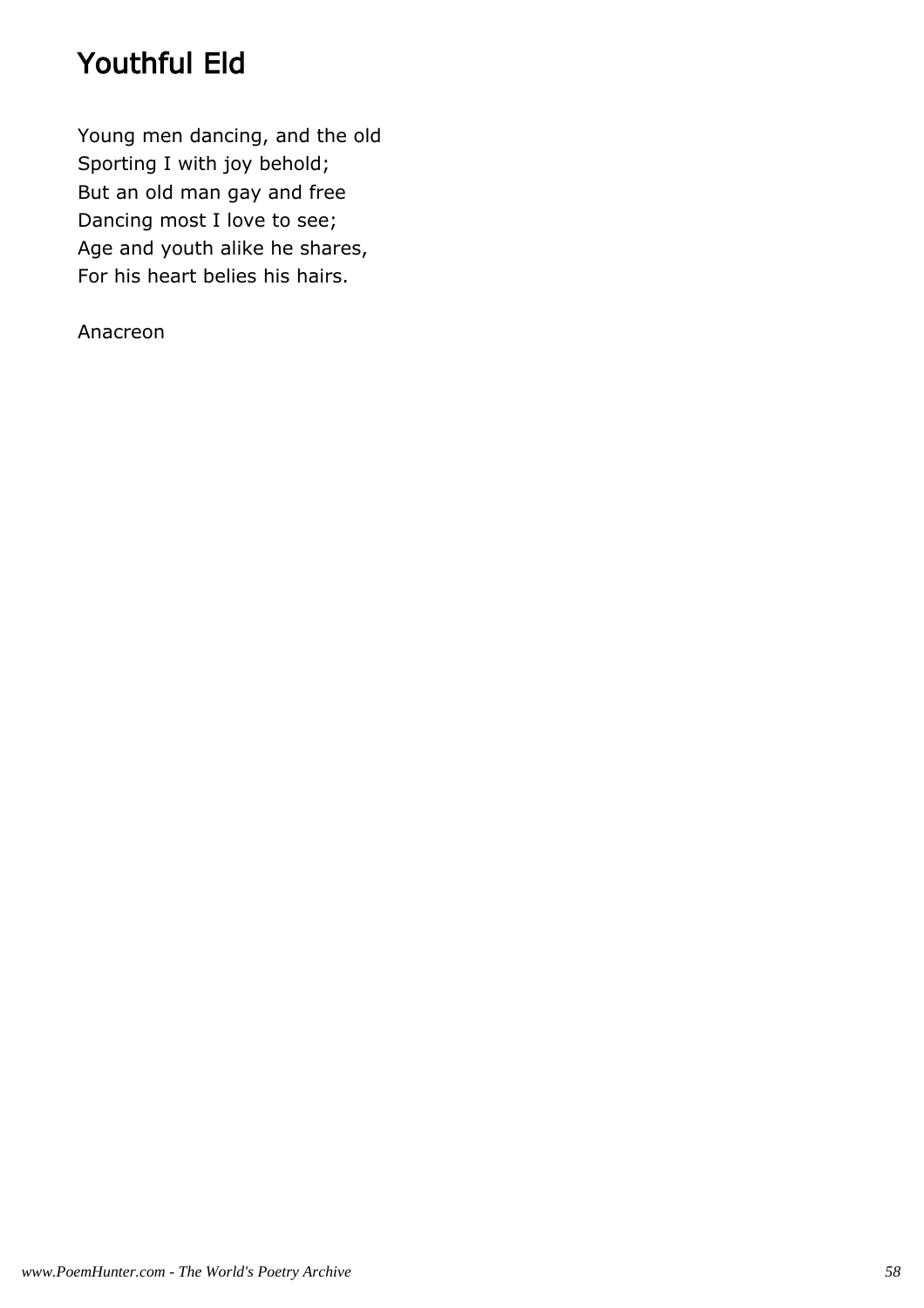# Youthful Eld

Young men dancing, and the old
Sporting I with joy behold;
But an old man gay and free
Dancing most I love to see;
Age and youth alike he shares,
For his heart belies his hairs.

Anacreon